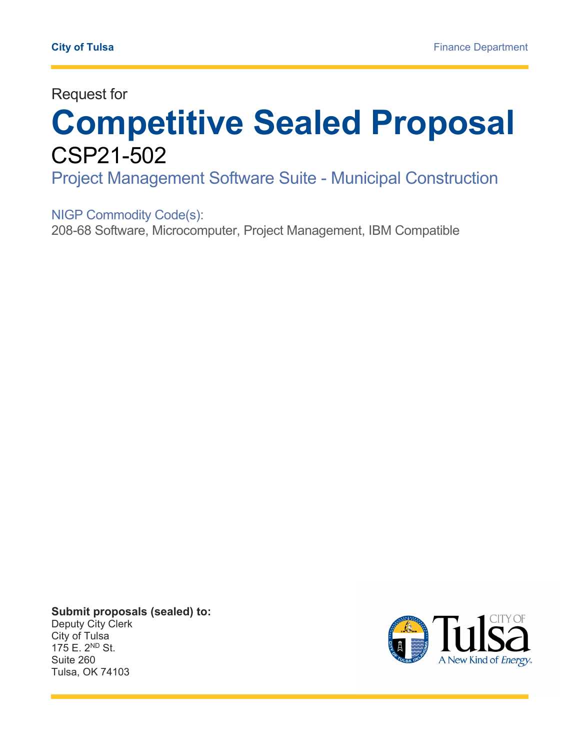**City of Tulsa** Finance Department

Request for

# Competitive Sealed Proposal

## CSP21-502

### Project Management Software Suite - Municipal Construction

NIGP Commodity Code(s):

208-68 Software, Microcomputer, Project Management, IBM Compatible

**Submit proposals (sealed) to:**

Deputy City Clerk
City of Tulsa
175 E. 2ND St.
Suite 260
Tulsa, OK 74103

CITY OF Tulsa
A New Kind of Energy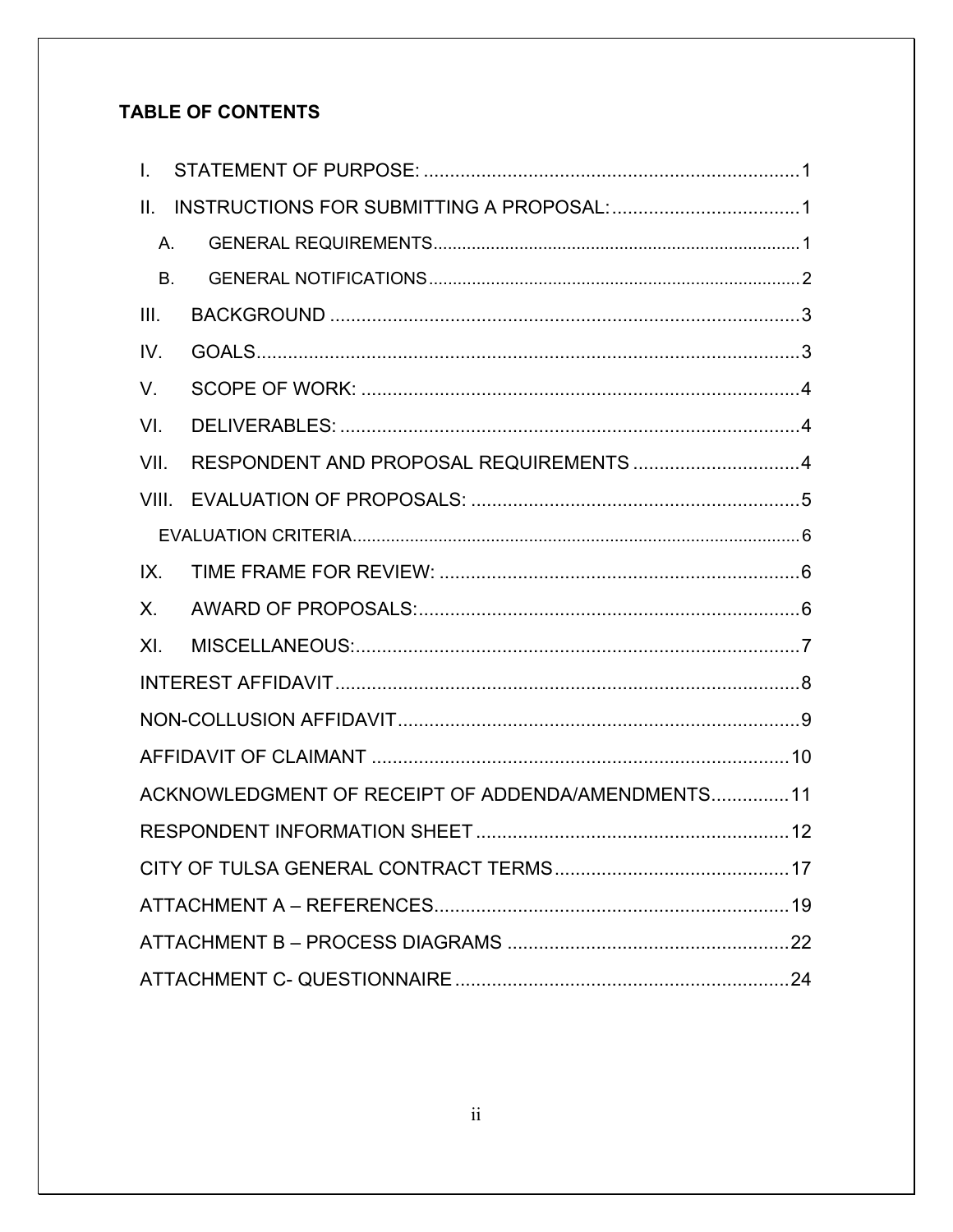## TABLE OF CONTENTS

I. STATEMENT OF PURPOSE: 1

II. INSTRUCTIONS FOR SUBMITTING A PROPOSAL: 1

- A. GENERAL REQUIREMENTS 1
- B. GENERAL NOTIFICATIONS 2

III. BACKGROUND 3

IV. GOALS 3

V. SCOPE OF WORK: 4

VI. DELIVERABLES: 4

VII. RESPONDENT AND PROPOSAL REQUIREMENTS 4

VIII. EVALUATION OF PROPOSALS: 5

- EVALUATION CRITERIA 6

IX. TIME FRAME FOR REVIEW: 6

X. AWARD OF PROPOSALS: 6

XI. MISCELLANEOUS: 7

INTEREST AFFIDAVIT 8

NON-COLLUSION AFFIDAVIT 9

AFFIDAVIT OF CLAIMANT 10

ACKNOWLEDGMENT OF RECEIPT OF ADDENDA/AMENDMENTS 11

RESPONDENT INFORMATION SHEET 12

CITY OF TULSA GENERAL CONTRACT TERMS 17

ATTACHMENT A – REFERENCES 19

ATTACHMENT B – PROCESS DIAGRAMS 22

ATTACHMENT C- QUESTIONNAIRE 24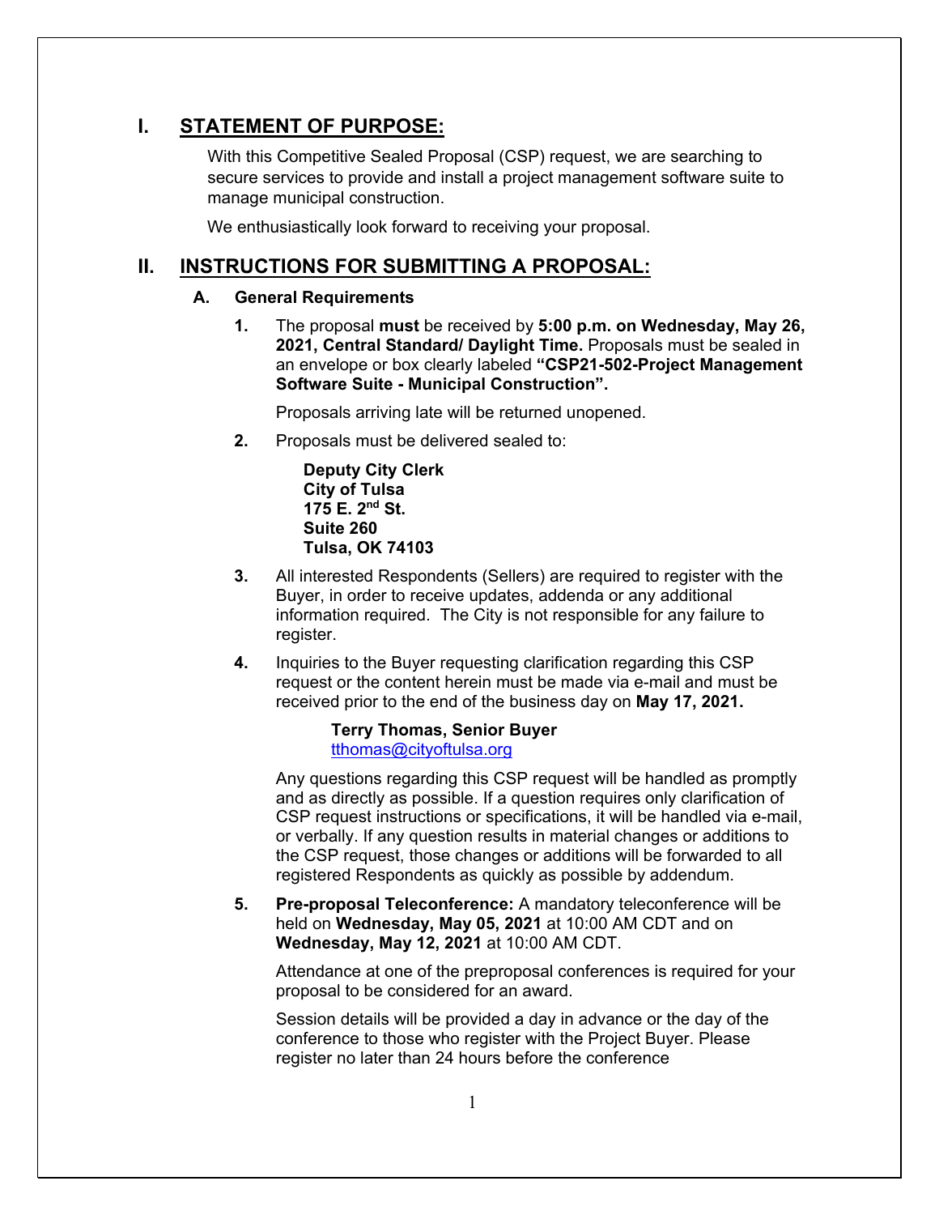## I. STATEMENT OF PURPOSE:

With this Competitive Sealed Proposal (CSP) request, we are searching to secure services to provide and install a project management software suite to manage municipal construction.

We enthusiastically look forward to receiving your proposal.

## II. INSTRUCTIONS FOR SUBMITTING A PROPOSAL:

### A. General Requirements

1. The proposal **must** be received by **5:00 p.m. on Wednesday, May 26, 2021, Central Standard/ Daylight Time.** Proposals must be sealed in an envelope or box clearly labeled **"CSP21-502-Project Management Software Suite - Municipal Construction".**

   Proposals arriving late will be returned unopened.

2. Proposals must be delivered sealed to:

   **Deputy City Clerk**
   **City of Tulsa**
   **175 E. 2nd St.**
   **Suite 260**
   **Tulsa, OK 74103**

3. All interested Respondents (Sellers) are required to register with the Buyer, in order to receive updates, addenda or any additional information required. The City is not responsible for any failure to register.

4. Inquiries to the Buyer requesting clarification regarding this CSP request or the content herein must be made via e-mail and must be received prior to the end of the business day on **May 17, 2021.**

   **Terry Thomas, Senior Buyer**
   tthomas@cityoftulsa.org

   Any questions regarding this CSP request will be handled as promptly and as directly as possible. If a question requires only clarification of CSP request instructions or specifications, it will be handled via e-mail, or verbally. If any question results in material changes or additions to the CSP request, those changes or additions will be forwarded to all registered Respondents as quickly as possible by addendum.

5. **Pre-proposal Teleconference:** A mandatory teleconference will be held on **Wednesday, May 05, 2021** at 10:00 AM CDT and on **Wednesday, May 12, 2021** at 10:00 AM CDT.

   Attendance at one of the preproposal conferences is required for your proposal to be considered for an award.

   Session details will be provided a day in advance or the day of the conference to those who register with the Project Buyer. Please register no later than 24 hours before the conference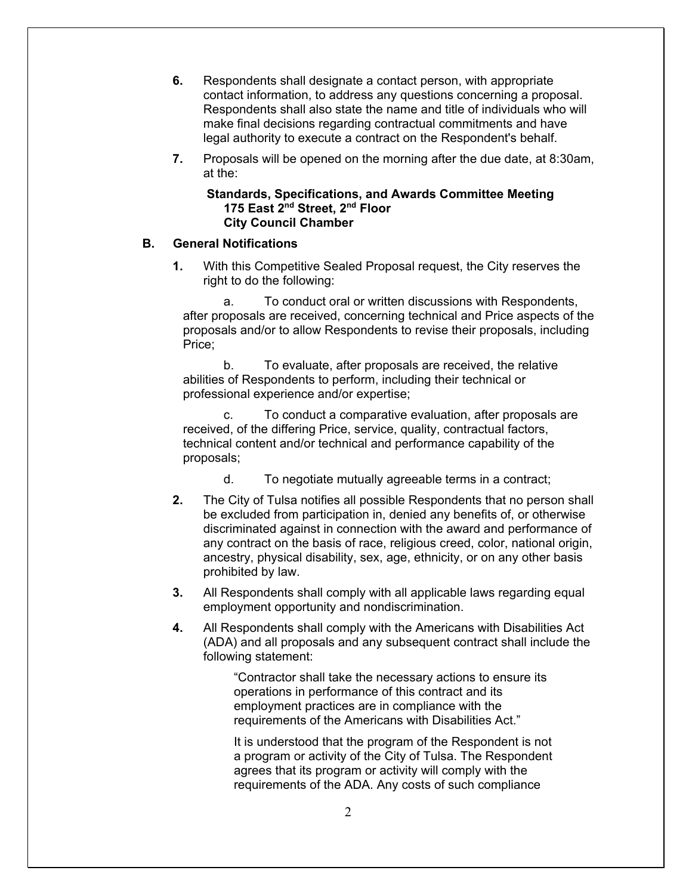6. Respondents shall designate a contact person, with appropriate contact information, to address any questions concerning a proposal. Respondents shall also state the name and title of individuals who will make final decisions regarding contractual commitments and have legal authority to execute a contract on the Respondent's behalf.

7. Proposals will be opened on the morning after the due date, at 8:30am, at the:

   **Standards, Specifications, and Awards Committee Meeting**
   **175 East 2nd Street, 2nd Floor**
   **City Council Chamber**

## B. General Notifications

1. With this Competitive Sealed Proposal request, the City reserves the right to do the following:

   a. To conduct oral or written discussions with Respondents, after proposals are received, concerning technical and Price aspects of the proposals and/or to allow Respondents to revise their proposals, including Price;

   b. To evaluate, after proposals are received, the relative abilities of Respondents to perform, including their technical or professional experience and/or expertise;

   c. To conduct a comparative evaluation, after proposals are received, of the differing Price, service, quality, contractual factors, technical content and/or technical and performance capability of the proposals;

   d. To negotiate mutually agreeable terms in a contract;

2. The City of Tulsa notifies all possible Respondents that no person shall be excluded from participation in, denied any benefits of, or otherwise discriminated against in connection with the award and performance of any contract on the basis of race, religious creed, color, national origin, ancestry, physical disability, sex, age, ethnicity, or on any other basis prohibited by law.

3. All Respondents shall comply with all applicable laws regarding equal employment opportunity and nondiscrimination.

4. All Respondents shall comply with the Americans with Disabilities Act (ADA) and all proposals and any subsequent contract shall include the following statement:

   > "Contractor shall take the necessary actions to ensure its operations in performance of this contract and its employment practices are in compliance with the requirements of the Americans with Disabilities Act."

   It is understood that the program of the Respondent is not a program or activity of the City of Tulsa. The Respondent agrees that its program or activity will comply with the requirements of the ADA. Any costs of such compliance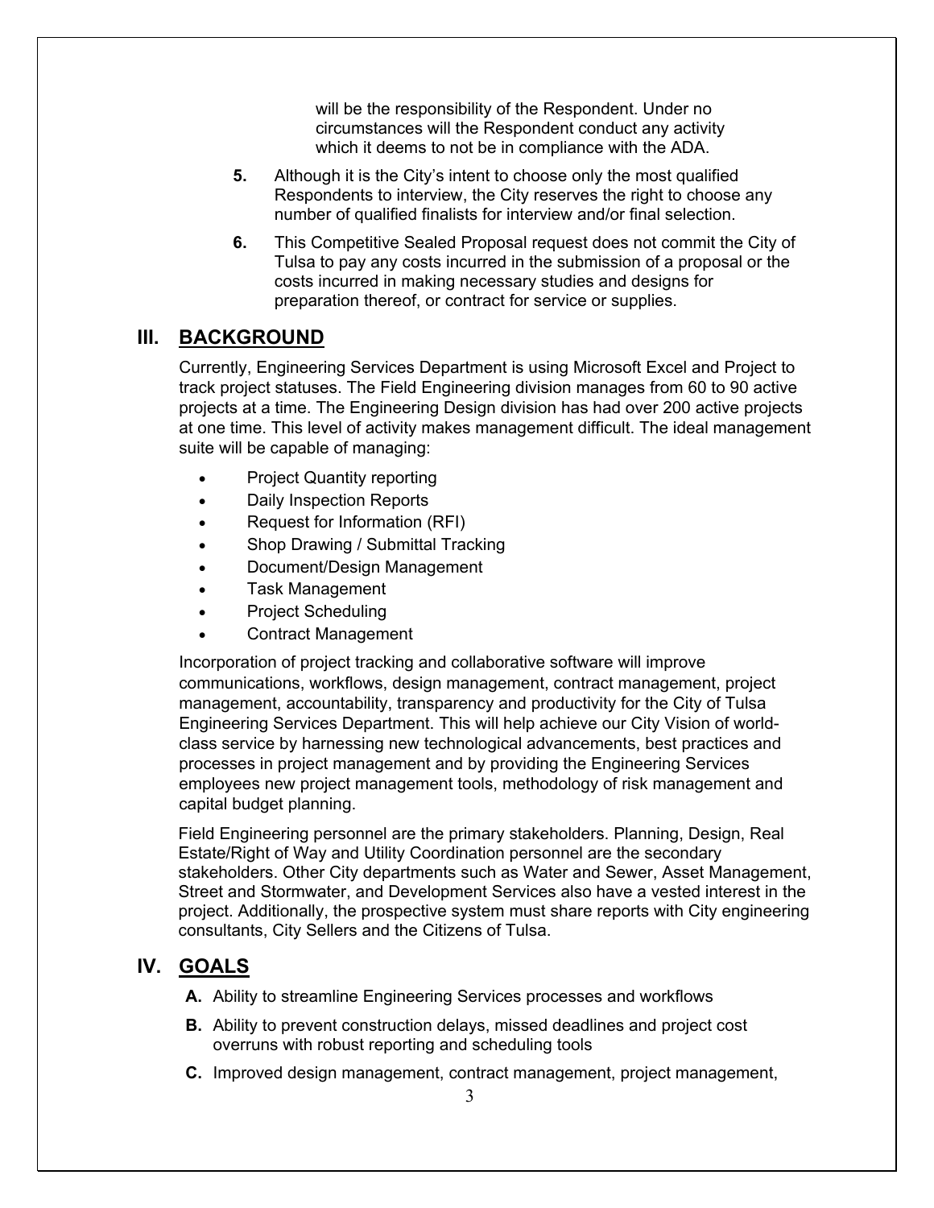will be the responsibility of the Respondent. Under no circumstances will the Respondent conduct any activity which it deems to not be in compliance with the ADA.

**5.** Although it is the City's intent to choose only the most qualified Respondents to interview, the City reserves the right to choose any number of qualified finalists for interview and/or final selection.

**6.** This Competitive Sealed Proposal request does not commit the City of Tulsa to pay any costs incurred in the submission of a proposal or the costs incurred in making necessary studies and designs for preparation thereof, or contract for service or supplies.

## III. BACKGROUND

Currently, Engineering Services Department is using Microsoft Excel and Project to track project statuses. The Field Engineering division manages from 60 to 90 active projects at a time. The Engineering Design division has had over 200 active projects at one time. This level of activity makes management difficult. The ideal management suite will be capable of managing:

- Project Quantity reporting
- Daily Inspection Reports
- Request for Information (RFI)
- Shop Drawing / Submittal Tracking
- Document/Design Management
- Task Management
- Project Scheduling
- Contract Management

Incorporation of project tracking and collaborative software will improve communications, workflows, design management, contract management, project management, accountability, transparency and productivity for the City of Tulsa Engineering Services Department. This will help achieve our City Vision of world-class service by harnessing new technological advancements, best practices and processes in project management and by providing the Engineering Services employees new project management tools, methodology of risk management and capital budget planning.

Field Engineering personnel are the primary stakeholders. Planning, Design, Real Estate/Right of Way and Utility Coordination personnel are the secondary stakeholders. Other City departments such as Water and Sewer, Asset Management, Street and Stormwater, and Development Services also have a vested interest in the project. Additionally, the prospective system must share reports with City engineering consultants, City Sellers and the Citizens of Tulsa.

## IV. GOALS

**A.** Ability to streamline Engineering Services processes and workflows

**B.** Ability to prevent construction delays, missed deadlines and project cost overruns with robust reporting and scheduling tools

**C.** Improved design management, contract management, project management,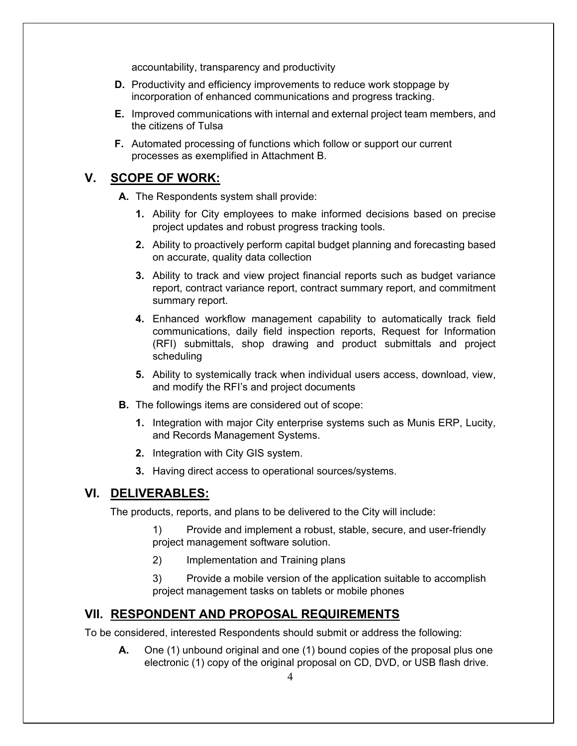accountability, transparency and productivity

**D.** Productivity and efficiency improvements to reduce work stoppage by incorporation of enhanced communications and progress tracking.

**E.** Improved communications with internal and external project team members, and the citizens of Tulsa

**F.** Automated processing of functions which follow or support our current processes as exemplified in Attachment B.

## V. SCOPE OF WORK:

**A.** The Respondents system shall provide:

1. Ability for City employees to make informed decisions based on precise project updates and robust progress tracking tools.
2. Ability to proactively perform capital budget planning and forecasting based on accurate, quality data collection
3. Ability to track and view project financial reports such as budget variance report, contract variance report, contract summary report, and commitment summary report.
4. Enhanced workflow management capability to automatically track field communications, daily field inspection reports, Request for Information (RFI) submittals, shop drawing and product submittals and project scheduling
5. Ability to systemically track when individual users access, download, view, and modify the RFI's and project documents

**B.** The followings items are considered out of scope:

1. Integration with major City enterprise systems such as Munis ERP, Lucity, and Records Management Systems.
2. Integration with City GIS system.
3. Having direct access to operational sources/systems.

## VI. DELIVERABLES:

The products, reports, and plans to be delivered to the City will include:

1) Provide and implement a robust, stable, secure, and user-friendly project management software solution.

2) Implementation and Training plans

3) Provide a mobile version of the application suitable to accomplish project management tasks on tablets or mobile phones

## VII. RESPONDENT AND PROPOSAL REQUIREMENTS

To be considered, interested Respondents should submit or address the following:

**A.** One (1) unbound original and one (1) bound copies of the proposal plus one electronic (1) copy of the original proposal on CD, DVD, or USB flash drive.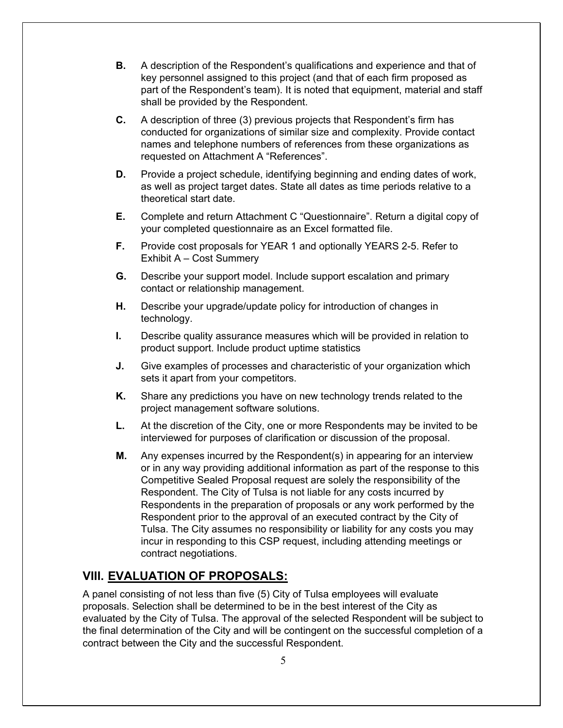**B.** A description of the Respondent's qualifications and experience and that of key personnel assigned to this project (and that of each firm proposed as part of the Respondent's team). It is noted that equipment, material and staff shall be provided by the Respondent.

**C.** A description of three (3) previous projects that Respondent's firm has conducted for organizations of similar size and complexity. Provide contact names and telephone numbers of references from these organizations as requested on Attachment A "References".

**D.** Provide a project schedule, identifying beginning and ending dates of work, as well as project target dates. State all dates as time periods relative to a theoretical start date.

**E.** Complete and return Attachment C "Questionnaire". Return a digital copy of your completed questionnaire as an Excel formatted file.

**F.** Provide cost proposals for YEAR 1 and optionally YEARS 2-5. Refer to Exhibit A – Cost Summery

**G.** Describe your support model. Include support escalation and primary contact or relationship management.

**H.** Describe your upgrade/update policy for introduction of changes in technology.

**I.** Describe quality assurance measures which will be provided in relation to product support. Include product uptime statistics

**J.** Give examples of processes and characteristic of your organization which sets it apart from your competitors.

**K.** Share any predictions you have on new technology trends related to the project management software solutions.

**L.** At the discretion of the City, one or more Respondents may be invited to be interviewed for purposes of clarification or discussion of the proposal.

**M.** Any expenses incurred by the Respondent(s) in appearing for an interview or in any way providing additional information as part of the response to this Competitive Sealed Proposal request are solely the responsibility of the Respondent. The City of Tulsa is not liable for any costs incurred by Respondents in the preparation of proposals or any work performed by the Respondent prior to the approval of an executed contract by the City of Tulsa. The City assumes no responsibility or liability for any costs you may incur in responding to this CSP request, including attending meetings or contract negotiations.

## VIII. EVALUATION OF PROPOSALS:

A panel consisting of not less than five (5) City of Tulsa employees will evaluate proposals. Selection shall be determined to be in the best interest of the City as evaluated by the City of Tulsa. The approval of the selected Respondent will be subject to the final determination of the City and will be contingent on the successful completion of a contract between the City and the successful Respondent.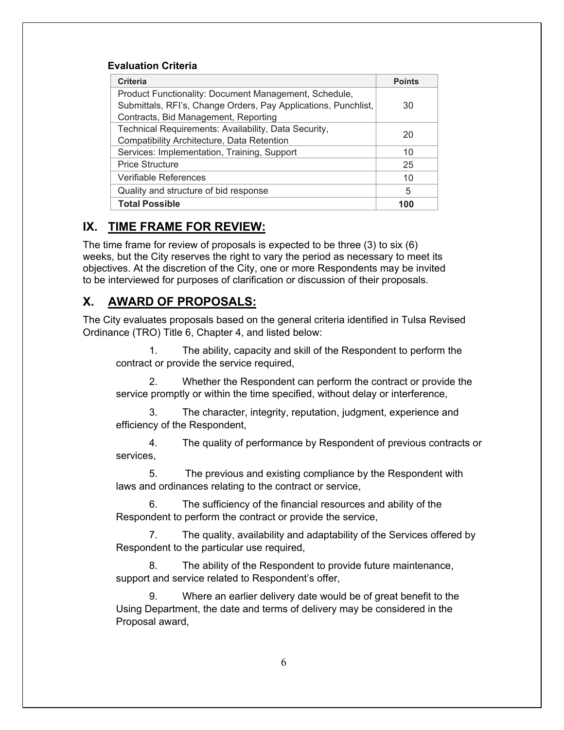**Evaluation Criteria**

| Criteria | Points |
|---|---|
| Product Functionality: Document Management, Schedule, Submittals, RFI's, Change Orders, Pay Applications, Punchlist, Contracts, Bid Management, Reporting | 30 |
| Technical Requirements: Availability, Data Security, Compatibility Architecture, Data Retention | 20 |
| Services: Implementation, Training, Support | 10 |
| Price Structure | 25 |
| Verifiable References | 10 |
| Quality and structure of bid response | 5 |
| **Total Possible** | **100** |

## IX. TIME FRAME FOR REVIEW:

The time frame for review of proposals is expected to be three (3) to six (6) weeks, but the City reserves the right to vary the period as necessary to meet its objectives. At the discretion of the City, one or more Respondents may be invited to be interviewed for purposes of clarification or discussion of their proposals.

## X. AWARD OF PROPOSALS:

The City evaluates proposals based on the general criteria identified in Tulsa Revised Ordinance (TRO) Title 6, Chapter 4, and listed below:

1. The ability, capacity and skill of the Respondent to perform the contract or provide the service required,

2. Whether the Respondent can perform the contract or provide the service promptly or within the time specified, without delay or interference,

3. The character, integrity, reputation, judgment, experience and efficiency of the Respondent,

4. The quality of performance by Respondent of previous contracts or services,

5. The previous and existing compliance by the Respondent with laws and ordinances relating to the contract or service,

6. The sufficiency of the financial resources and ability of the Respondent to perform the contract or provide the service,

7. The quality, availability and adaptability of the Services offered by Respondent to the particular use required,

8. The ability of the Respondent to provide future maintenance, support and service related to Respondent's offer,

9. Where an earlier delivery date would be of great benefit to the Using Department, the date and terms of delivery may be considered in the Proposal award,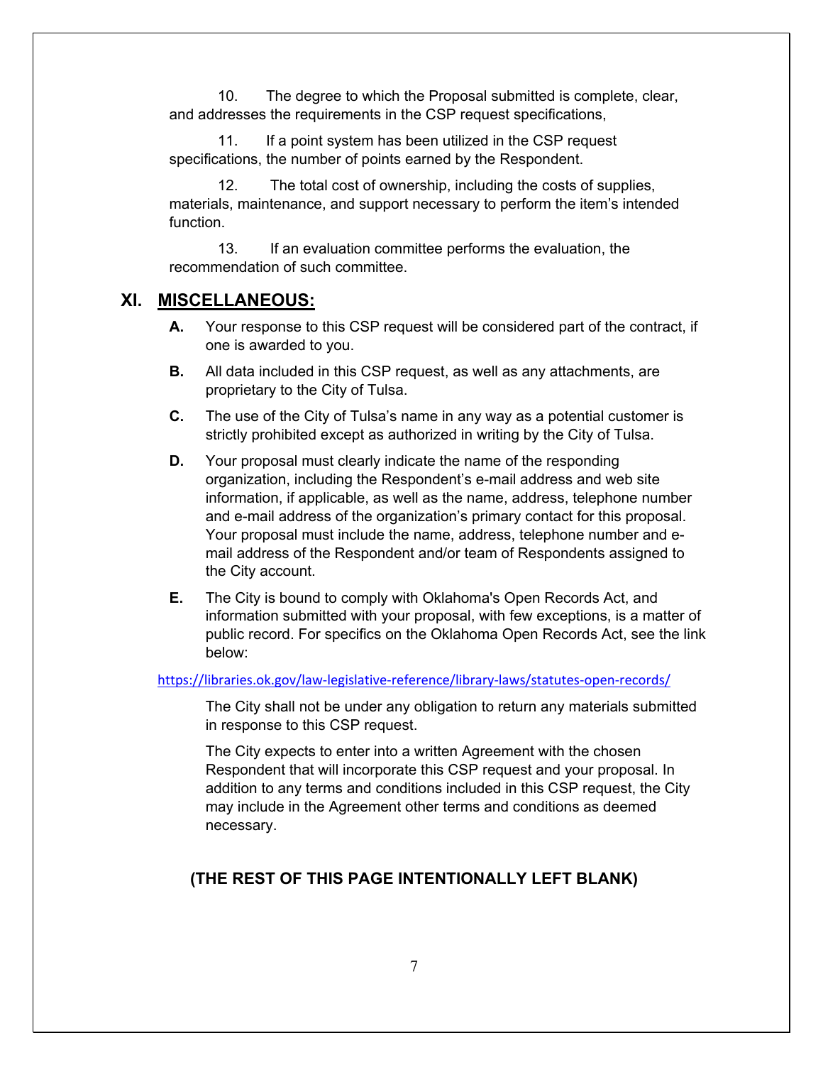10. The degree to which the Proposal submitted is complete, clear, and addresses the requirements in the CSP request specifications,

11. If a point system has been utilized in the CSP request specifications, the number of points earned by the Respondent.

12. The total cost of ownership, including the costs of supplies, materials, maintenance, and support necessary to perform the item's intended function.

13. If an evaluation committee performs the evaluation, the recommendation of such committee.

## XI. MISCELLANEOUS:

**A.** Your response to this CSP request will be considered part of the contract, if one is awarded to you.

**B.** All data included in this CSP request, as well as any attachments, are proprietary to the City of Tulsa.

**C.** The use of the City of Tulsa's name in any way as a potential customer is strictly prohibited except as authorized in writing by the City of Tulsa.

**D.** Your proposal must clearly indicate the name of the responding organization, including the Respondent's e-mail address and web site information, if applicable, as well as the name, address, telephone number and e-mail address of the organization's primary contact for this proposal. Your proposal must include the name, address, telephone number and e-mail address of the Respondent and/or team of Respondents assigned to the City account.

**E.** The City is bound to comply with Oklahoma's Open Records Act, and information submitted with your proposal, with few exceptions, is a matter of public record. For specifics on the Oklahoma Open Records Act, see the link below:

https://libraries.ok.gov/law-legislative-reference/library-laws/statutes-open-records/

The City shall not be under any obligation to return any materials submitted in response to this CSP request.

The City expects to enter into a written Agreement with the chosen Respondent that will incorporate this CSP request and your proposal. In addition to any terms and conditions included in this CSP request, the City may include in the Agreement other terms and conditions as deemed necessary.

**(THE REST OF THIS PAGE INTENTIONALLY LEFT BLANK)**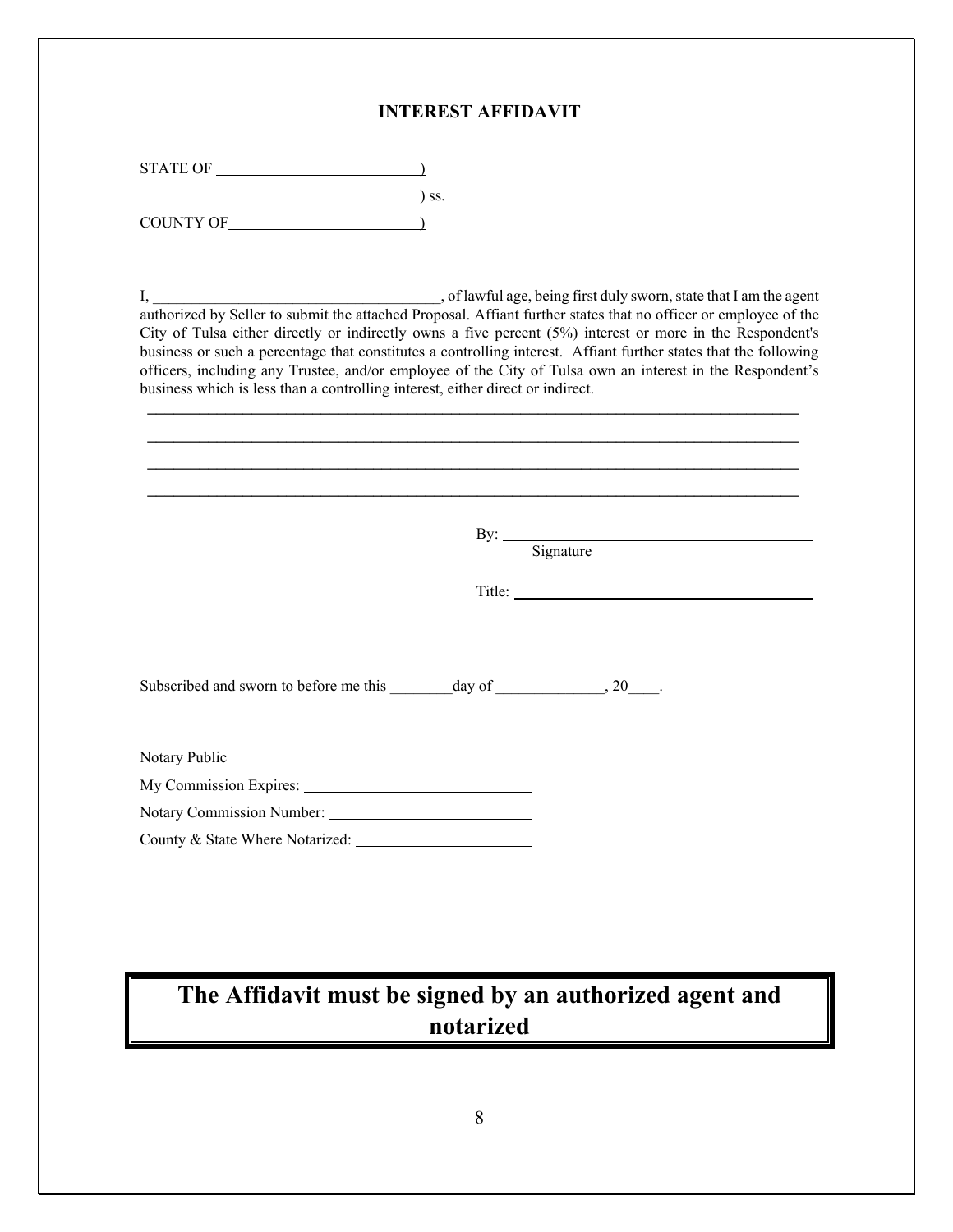# INTEREST AFFIDAVIT

STATE OF ____________________________)  
) ss.  
COUNTY OF___________________________)

I, ______________________________________, of lawful age, being first duly sworn, state that I am the agent authorized by Seller to submit the attached Proposal. Affiant further states that no officer or employee of the City of Tulsa either directly or indirectly owns a five percent (5%) interest or more in the Respondent's business or such a percentage that constitutes a controlling interest. Affiant further states that the following officers, including any Trustee, and/or employee of the City of Tulsa own an interest in the Respondent's business which is less than a controlling interest, either direct or indirect.

______________________________________________________________________________

______________________________________________________________________________

______________________________________________________________________________

______________________________________________________________________________

By: ________________________________________  
Signature

Title: ______________________________________

Subscribed and sworn to before me this ________day of ______________, 20____.

____________________________________________  
Notary Public

My Commission Expires: ____________________________

Notary Commission Number: _________________________

County & State Where Notarized: _____________________

**The Affidavit must be signed by an authorized agent and notarized**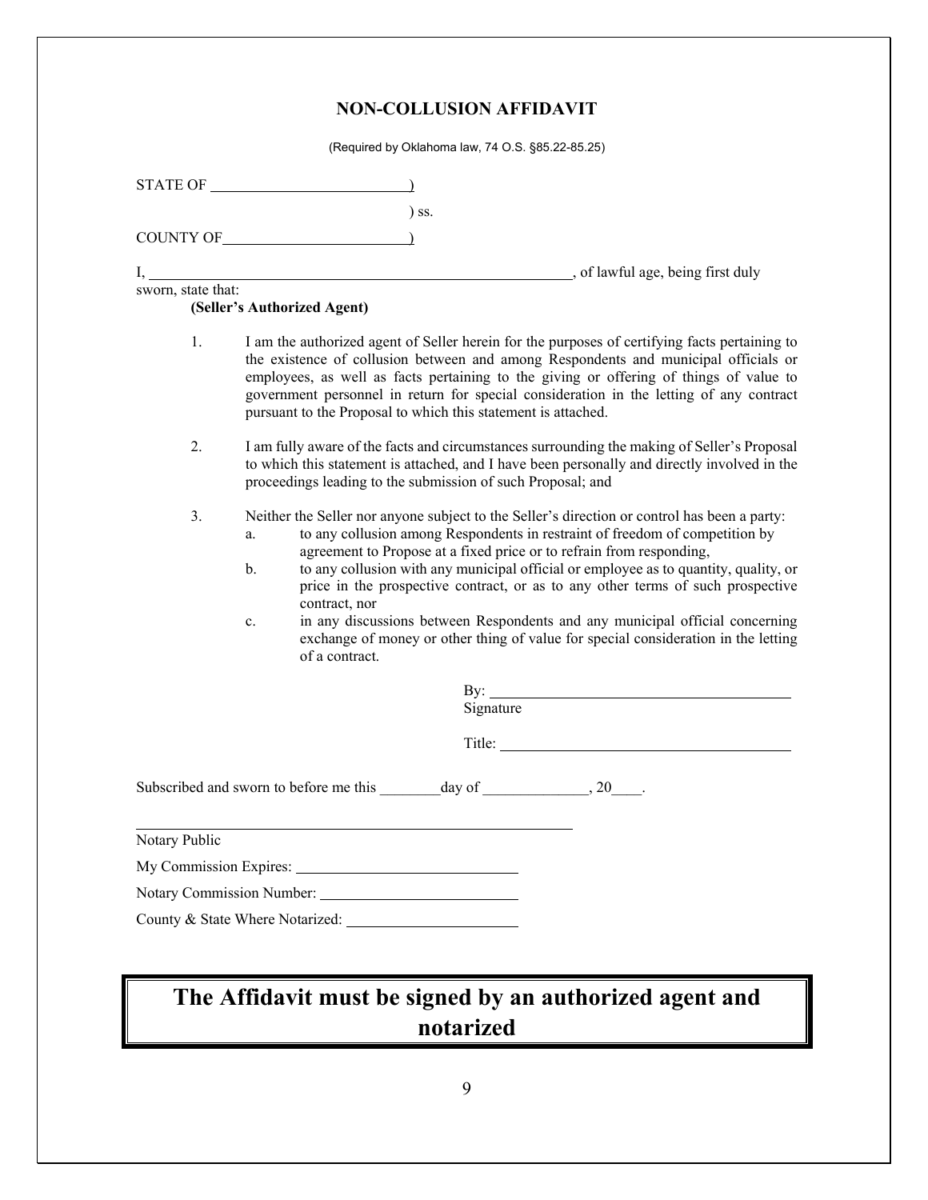## NON-COLLUSION AFFIDAVIT

(Required by Oklahoma law, 74 O.S. §85.22-85.25)

STATE OF \_\_\_\_\_\_\_\_\_\_\_\_\_\_\_\_\_\_\_\_\_\_\_\_\_\_)

) ss.

COUNTY OF\_\_\_\_\_\_\_\_\_\_\_\_\_\_\_\_\_\_\_\_\_\_\_\_\_)

I, \_\_\_\_\_\_\_\_\_\_\_\_\_\_\_\_\_\_\_\_\_\_\_\_\_\_\_\_\_\_\_\_\_\_\_\_\_\_\_\_\_\_\_\_\_\_\_\_\_\_\_\_\_\_\_\_\_, of lawful age, being first duly sworn, state that:

**(Seller's Authorized Agent)**

1. I am the authorized agent of Seller herein for the purposes of certifying facts pertaining to the existence of collusion between and among Respondents and municipal officials or employees, as well as facts pertaining to the giving or offering of things of value to government personnel in return for special consideration in the letting of any contract pursuant to the Proposal to which this statement is attached.

2. I am fully aware of the facts and circumstances surrounding the making of Seller's Proposal to which this statement is attached, and I have been personally and directly involved in the proceedings leading to the submission of such Proposal; and

3. Neither the Seller nor anyone subject to the Seller's direction or control has been a party:
   a. to any collusion among Respondents in restraint of freedom of competition by agreement to Propose at a fixed price or to refrain from responding,
   b. to any collusion with any municipal official or employee as to quantity, quality, or price in the prospective contract, or as to any other terms of such prospective contract, nor
   c. in any discussions between Respondents and any municipal official concerning exchange of money or other thing of value for special consideration in the letting of a contract.

By: \_\_\_\_\_\_\_\_\_\_\_\_\_\_\_\_\_\_\_\_\_\_\_\_\_\_\_\_\_\_\_\_\_\_\_\_\_\_\_\_
Signature

Title: \_\_\_\_\_\_\_\_\_\_\_\_\_\_\_\_\_\_\_\_\_\_\_\_\_\_\_\_\_\_\_\_\_\_\_\_\_\_

Subscribed and sworn to before me this \_\_\_\_\_\_\_\_day of \_\_\_\_\_\_\_\_\_\_\_\_\_\_, 20\_\_\_\_.

\_\_\_\_\_\_\_\_\_\_\_\_\_\_\_\_\_\_\_\_\_\_\_\_\_\_\_\_\_\_\_\_\_\_\_\_\_\_\_\_\_\_\_\_\_\_\_\_\_\_\_\_\_\_\_\_\_
Notary Public

My Commission Expires: \_\_\_\_\_\_\_\_\_\_\_\_\_\_\_\_\_\_\_\_\_\_\_\_\_\_\_\_\_\_

Notary Commission Number: \_\_\_\_\_\_\_\_\_\_\_\_\_\_\_\_\_\_\_\_\_\_\_\_\_\_\_

County & State Where Notarized: \_\_\_\_\_\_\_\_\_\_\_\_\_\_\_\_\_\_\_\_\_\_\_

**The Affidavit must be signed by an authorized agent and notarized**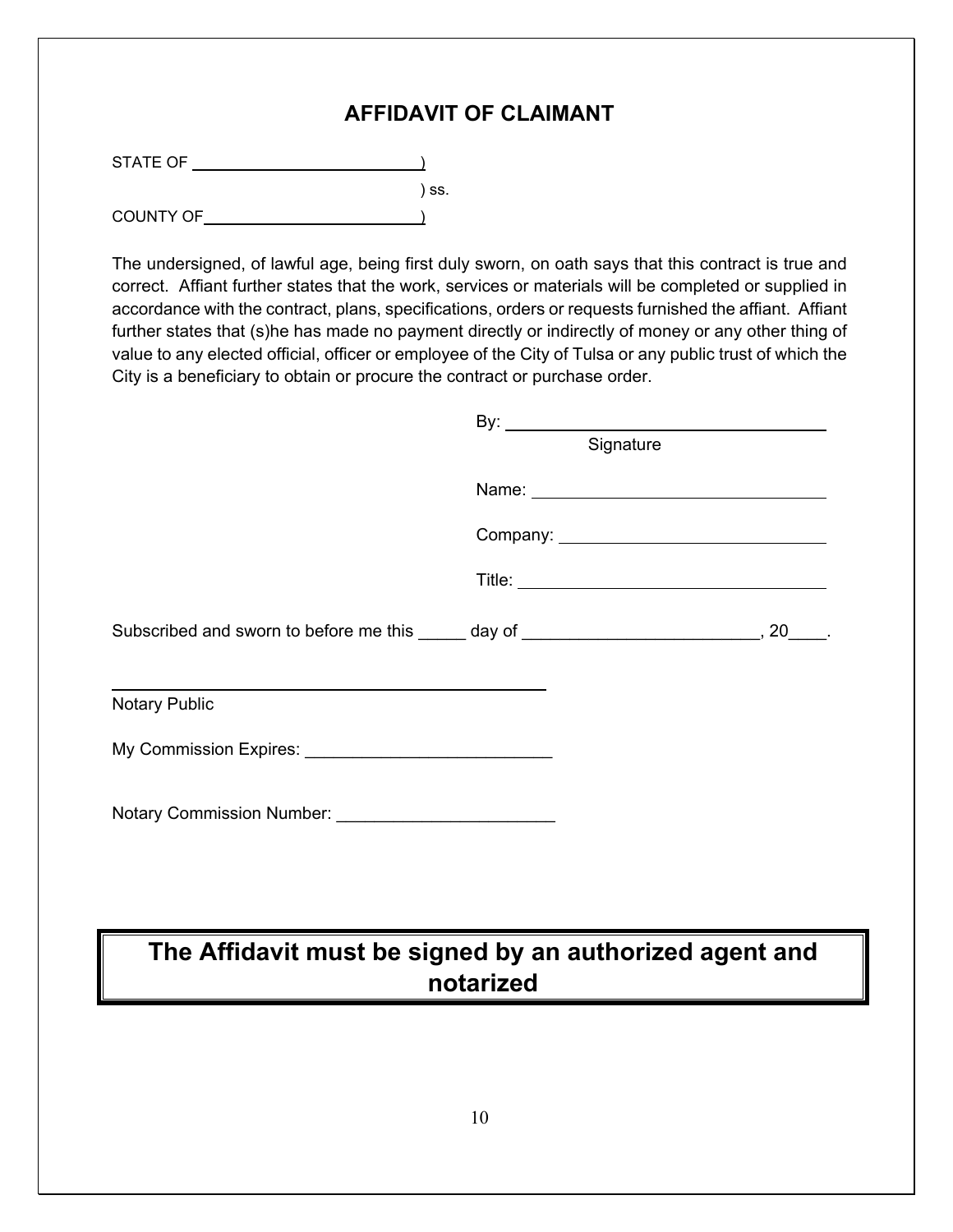## AFFIDAVIT OF CLAIMANT

STATE OF ________________________ )

) ss.

COUNTY OF ______________________ )

The undersigned, of lawful age, being first duly sworn, on oath says that this contract is true and correct. Affiant further states that the work, services or materials will be completed or supplied in accordance with the contract, plans, specifications, orders or requests furnished the affiant. Affiant further states that (s)he has made no payment directly or indirectly of money or any other thing of value to any elected official, officer or employee of the City of Tulsa or any public trust of which the City is a beneficiary to obtain or procure the contract or purchase order.

By: ________________________________
Signature

Name: ______________________________

Company: ___________________________

Title: ______________________________

Subscribed and sworn to before me this _____ day of _________________________, 20____.

_____________________________________________
Notary Public

My Commission Expires: __________________________

Notary Commission Number: _______________________

**The Affidavit must be signed by an authorized agent and notarized**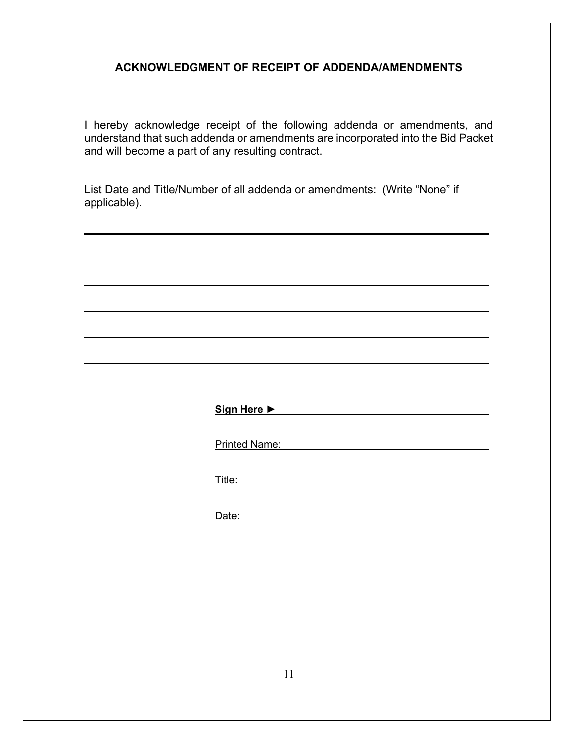## ACKNOWLEDGMENT OF RECEIPT OF ADDENDA/AMENDMENTS

I hereby acknowledge receipt of the following addenda or amendments, and understand that such addenda or amendments are incorporated into the Bid Packet and will become a part of any resulting contract.

List Date and Title/Number of all addenda or amendments: (Write "None" if applicable).

\_\_\_\_\_\_\_\_\_\_\_\_\_\_\_\_\_\_\_\_\_\_\_\_\_\_\_\_\_\_\_\_\_\_\_\_\_\_\_\_\_\_\_\_\_\_\_\_\_\_\_\_\_\_\_\_\_\_\_\_

\_\_\_\_\_\_\_\_\_\_\_\_\_\_\_\_\_\_\_\_\_\_\_\_\_\_\_\_\_\_\_\_\_\_\_\_\_\_\_\_\_\_\_\_\_\_\_\_\_\_\_\_\_\_\_\_\_\_\_\_

\_\_\_\_\_\_\_\_\_\_\_\_\_\_\_\_\_\_\_\_\_\_\_\_\_\_\_\_\_\_\_\_\_\_\_\_\_\_\_\_\_\_\_\_\_\_\_\_\_\_\_\_\_\_\_\_\_\_\_\_

\_\_\_\_\_\_\_\_\_\_\_\_\_\_\_\_\_\_\_\_\_\_\_\_\_\_\_\_\_\_\_\_\_\_\_\_\_\_\_\_\_\_\_\_\_\_\_\_\_\_\_\_\_\_\_\_\_\_\_\_

\_\_\_\_\_\_\_\_\_\_\_\_\_\_\_\_\_\_\_\_\_\_\_\_\_\_\_\_\_\_\_\_\_\_\_\_\_\_\_\_\_\_\_\_\_\_\_\_\_\_\_\_\_\_\_\_\_\_\_\_

\_\_\_\_\_\_\_\_\_\_\_\_\_\_\_\_\_\_\_\_\_\_\_\_\_\_\_\_\_\_\_\_\_\_\_\_\_\_\_\_\_\_\_\_\_\_\_\_\_\_\_\_\_\_\_\_\_\_\_\_

**Sign Here ►** \_\_\_\_\_\_\_\_\_\_\_\_\_\_\_\_\_\_\_\_\_\_\_\_\_\_\_\_\_\_\_\_

Printed Name: \_\_\_\_\_\_\_\_\_\_\_\_\_\_\_\_\_\_\_\_\_\_\_\_\_\_\_\_\_\_\_\_

Title: \_\_\_\_\_\_\_\_\_\_\_\_\_\_\_\_\_\_\_\_\_\_\_\_\_\_\_\_\_\_\_\_

Date: \_\_\_\_\_\_\_\_\_\_\_\_\_\_\_\_\_\_\_\_\_\_\_\_\_\_\_\_\_\_\_\_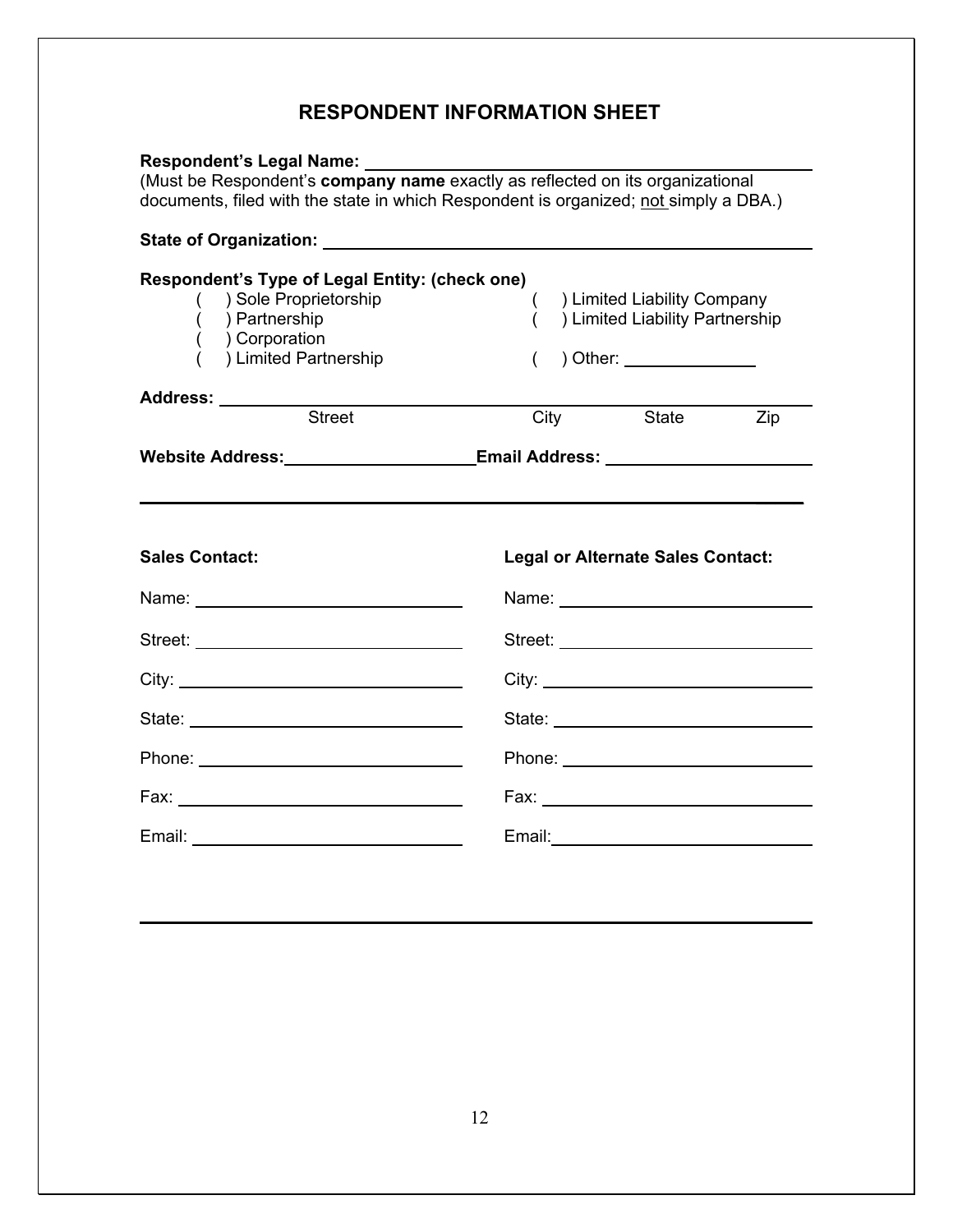# RESPONDENT INFORMATION SHEET

**Respondent's Legal Name:** ______________________________
(Must be Respondent's **company name** exactly as reflected on its organizational documents, filed with the state in which Respondent is organized; not simply a DBA.)

**State of Organization:** ______________________________

**Respondent's Type of Legal Entity: (check one)**

- ( ) Sole Proprietorship
- ( ) Partnership
- ( ) Corporation
- ( ) Limited Partnership
- ( ) Limited Liability Company
- ( ) Limited Liability Partnership
- ( ) Other: ______________

**Address:** ______________________________
Street City State Zip

**Website Address:** ____________________ **Email Address:** ____________________

---

**Sales Contact:**

Name: ______________________________

Street: ______________________________

City: ______________________________

State: ______________________________

Phone: ______________________________

Fax: ______________________________

Email: ______________________________

**Legal or Alternate Sales Contact:**

Name: ______________________________

Street: ______________________________

City: ______________________________

State: ______________________________

Phone: ______________________________

Fax: ______________________________

Email: ______________________________

---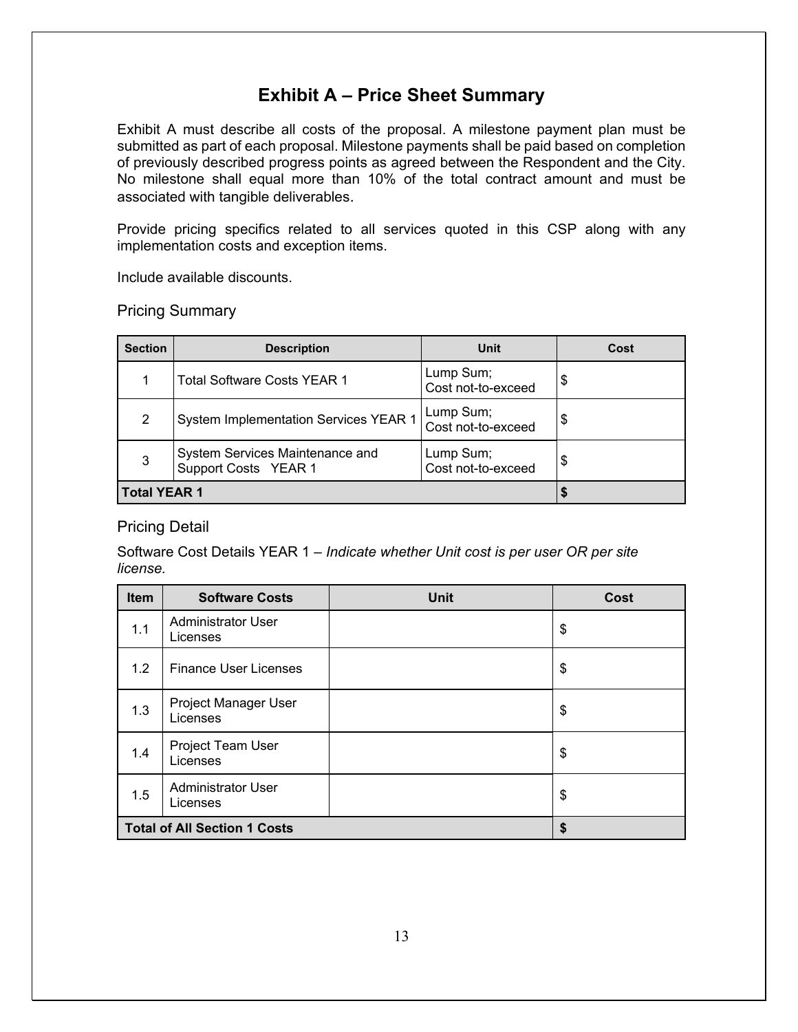# Exhibit A – Price Sheet Summary

Exhibit A must describe all costs of the proposal. A milestone payment plan must be submitted as part of each proposal. Milestone payments shall be paid based on completion of previously described progress points as agreed between the Respondent and the City. No milestone shall equal more than 10% of the total contract amount and must be associated with tangible deliverables.

Provide pricing specifics related to all services quoted in this CSP along with any implementation costs and exception items.

Include available discounts.

## Pricing Summary

| Section | Description | Unit | Cost |
|---|---|---|---|
| 1 | Total Software Costs YEAR 1 | Lump Sum; Cost not-to-exceed | $ |
| 2 | System Implementation Services YEAR 1 | Lump Sum; Cost not-to-exceed | $ |
| 3 | System Services Maintenance and Support Costs YEAR 1 | Lump Sum; Cost not-to-exceed | $ |
| **Total YEAR 1** | | | **$** |

## Pricing Detail

Software Cost Details YEAR 1 – *Indicate whether Unit cost is per user OR per site license.*

| Item | Software Costs | Unit | Cost |
|---|---|---|---|
| 1.1 | Administrator User Licenses | | $ |
| 1.2 | Finance User Licenses | | $ |
| 1.3 | Project Manager User Licenses | | $ |
| 1.4 | Project Team User Licenses | | $ |
| 1.5 | Administrator User Licenses | | $ |
| **Total of All Section 1 Costs** | | | **$** |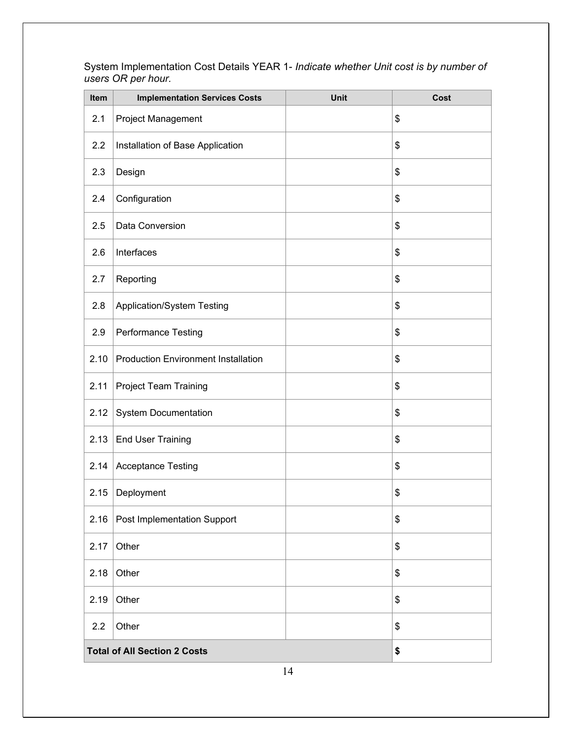System Implementation Cost Details YEAR 1- *Indicate whether Unit cost is by number of users OR per hour.*

| Item | Implementation Services Costs | Unit | Cost |
|---|---|---|---|
| 2.1 | Project Management | | $ |
| 2.2 | Installation of Base Application | | $ |
| 2.3 | Design | | $ |
| 2.4 | Configuration | | $ |
| 2.5 | Data Conversion | | $ |
| 2.6 | Interfaces | | $ |
| 2.7 | Reporting | | $ |
| 2.8 | Application/System Testing | | $ |
| 2.9 | Performance Testing | | $ |
| 2.10 | Production Environment Installation | | $ |
| 2.11 | Project Team Training | | $ |
| 2.12 | System Documentation | | $ |
| 2.13 | End User Training | | $ |
| 2.14 | Acceptance Testing | | $ |
| 2.15 | Deployment | | $ |
| 2.16 | Post Implementation Support | | $ |
| 2.17 | Other | | $ |
| 2.18 | Other | | $ |
| 2.19 | Other | | $ |
| 2.2 | Other | | $ |
| **Total of All Section 2 Costs** | | | **$** |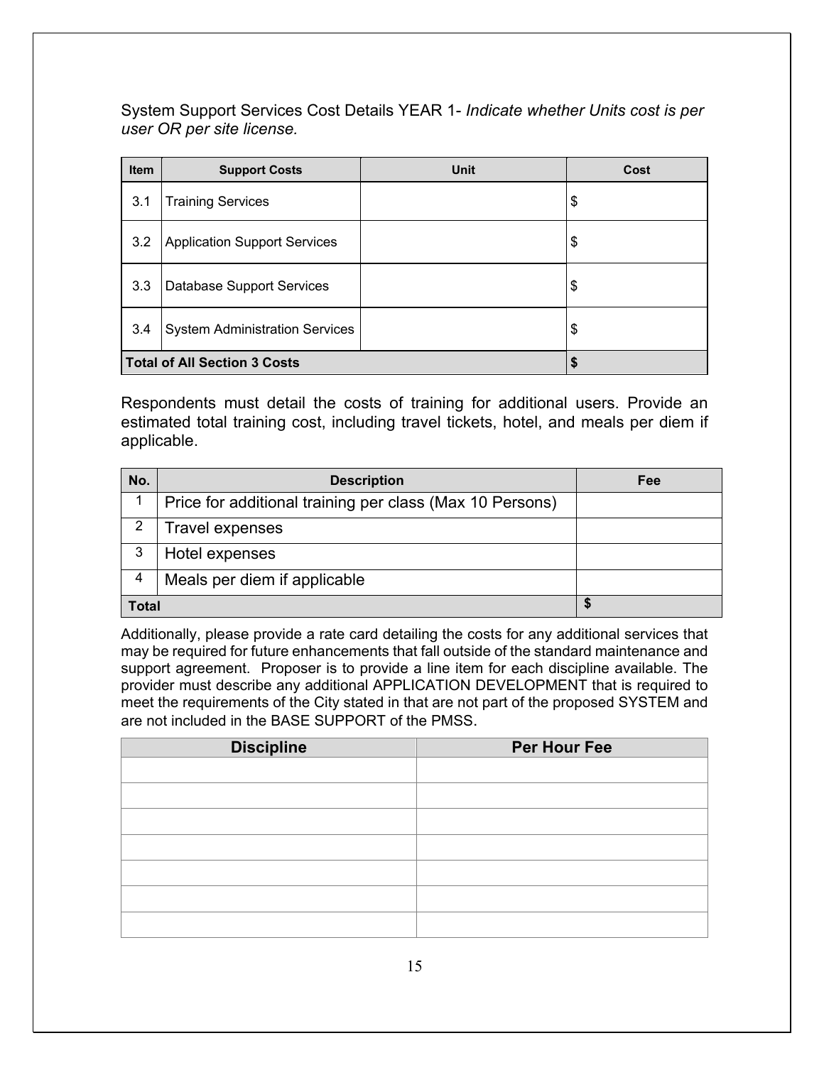System Support Services Cost Details YEAR 1- *Indicate whether Units cost is per user OR per site license.*

| Item | Support Costs | Unit | Cost |
|---|---|---|---|
| 3.1 | Training Services | | $ |
| 3.2 | Application Support Services | | $ |
| 3.3 | Database Support Services | | $ |
| 3.4 | System Administration Services | | $ |
| **Total of All Section 3 Costs** | | | **$** |

Respondents must detail the costs of training for additional users. Provide an estimated total training cost, including travel tickets, hotel, and meals per diem if applicable.

| No. | Description | Fee |
|---|---|---|
| 1 | Price for additional training per class (Max 10 Persons) | |
| 2 | Travel expenses | |
| 3 | Hotel expenses | |
| 4 | Meals per diem if applicable | |
| **Total** | | **$** |

Additionally, please provide a rate card detailing the costs for any additional services that may be required for future enhancements that fall outside of the standard maintenance and support agreement. Proposer is to provide a line item for each discipline available. The provider must describe any additional APPLICATION DEVELOPMENT that is required to meet the requirements of the City stated in that are not part of the proposed SYSTEM and are not included in the BASE SUPPORT of the PMSS.

| Discipline | Per Hour Fee |
|---|---|
| | |
| | |
| | |
| | |
| | |
| | |
| | |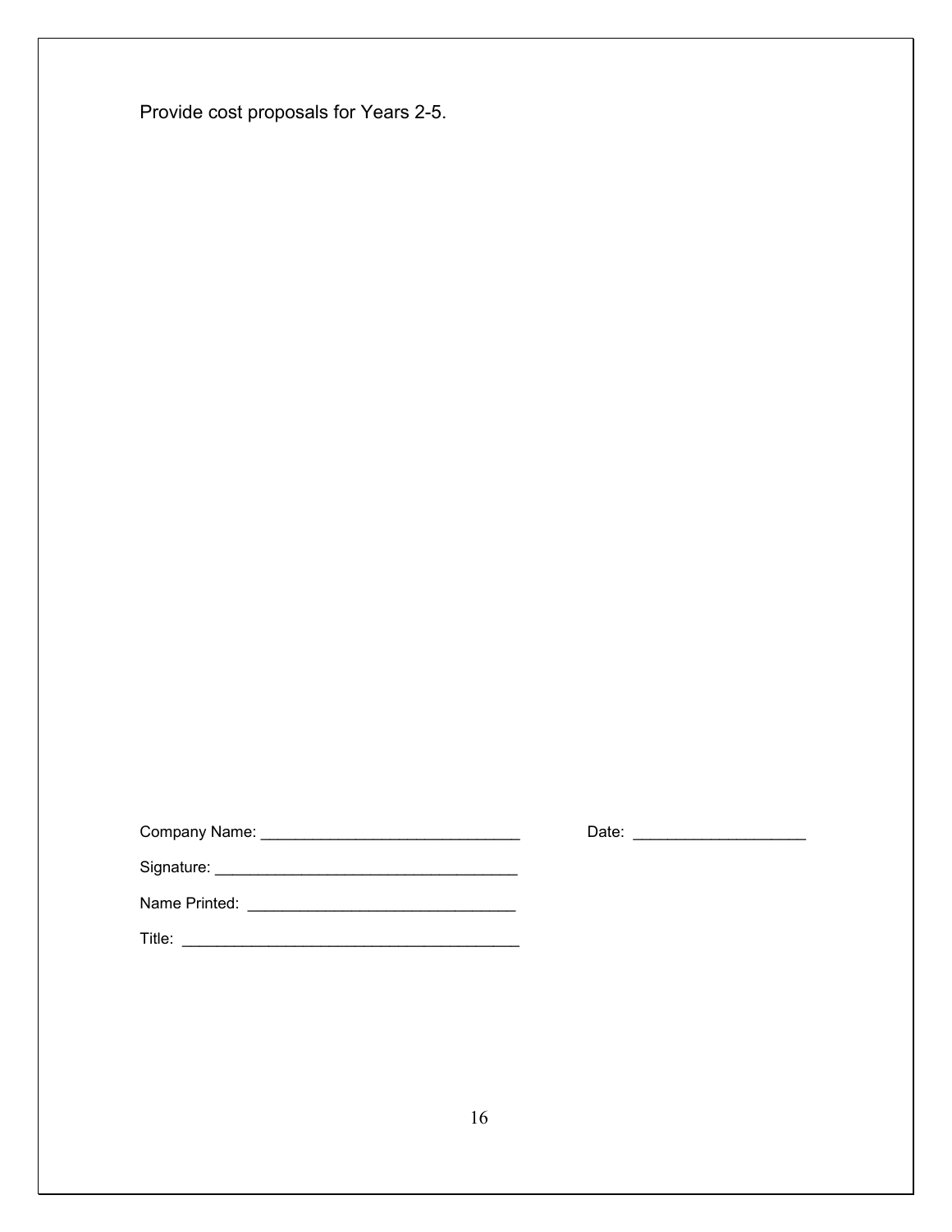Provide cost proposals for Years 2-5.

Company Name: ______________________________ Date: ___________________

Signature: __________________________________

Name Printed: ______________________________

Title: ______________________________________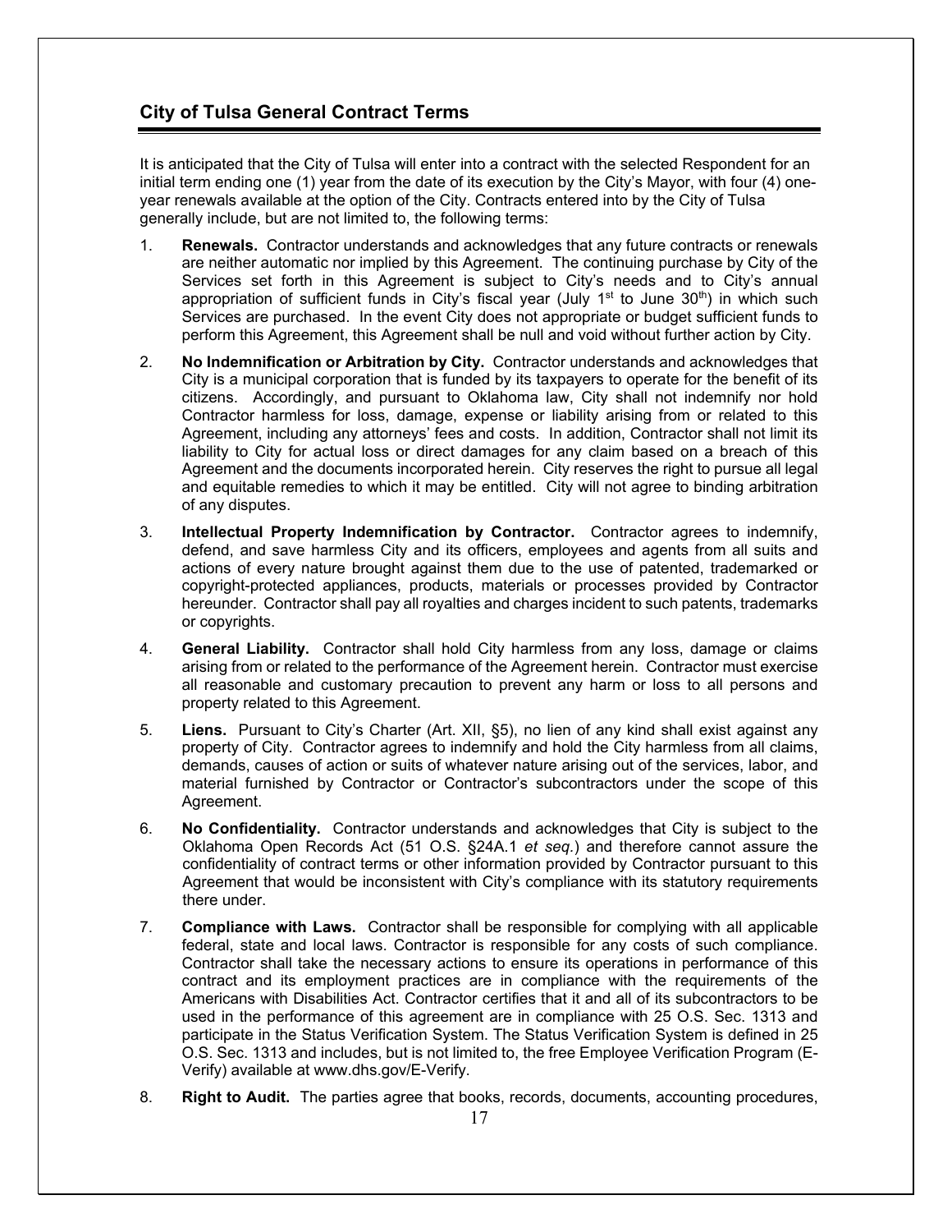## City of Tulsa General Contract Terms

It is anticipated that the City of Tulsa will enter into a contract with the selected Respondent for an initial term ending one (1) year from the date of its execution by the City's Mayor, with four (4) one-year renewals available at the option of the City. Contracts entered into by the City of Tulsa generally include, but are not limited to, the following terms:

1. **Renewals.** Contractor understands and acknowledges that any future contracts or renewals are neither automatic nor implied by this Agreement. The continuing purchase by City of the Services set forth in this Agreement is subject to City's needs and to City's annual appropriation of sufficient funds in City's fiscal year (July 1st to June 30th) in which such Services are purchased. In the event City does not appropriate or budget sufficient funds to perform this Agreement, this Agreement shall be null and void without further action by City.

2. **No Indemnification or Arbitration by City.** Contractor understands and acknowledges that City is a municipal corporation that is funded by its taxpayers to operate for the benefit of its citizens. Accordingly, and pursuant to Oklahoma law, City shall not indemnify nor hold Contractor harmless for loss, damage, expense or liability arising from or related to this Agreement, including any attorneys' fees and costs. In addition, Contractor shall not limit its liability to City for actual loss or direct damages for any claim based on a breach of this Agreement and the documents incorporated herein. City reserves the right to pursue all legal and equitable remedies to which it may be entitled. City will not agree to binding arbitration of any disputes.

3. **Intellectual Property Indemnification by Contractor.** Contractor agrees to indemnify, defend, and save harmless City and its officers, employees and agents from all suits and actions of every nature brought against them due to the use of patented, trademarked or copyright-protected appliances, products, materials or processes provided by Contractor hereunder. Contractor shall pay all royalties and charges incident to such patents, trademarks or copyrights.

4. **General Liability.** Contractor shall hold City harmless from any loss, damage or claims arising from or related to the performance of the Agreement herein. Contractor must exercise all reasonable and customary precaution to prevent any harm or loss to all persons and property related to this Agreement.

5. **Liens.** Pursuant to City's Charter (Art. XII, §5), no lien of any kind shall exist against any property of City. Contractor agrees to indemnify and hold the City harmless from all claims, demands, causes of action or suits of whatever nature arising out of the services, labor, and material furnished by Contractor or Contractor's subcontractors under the scope of this Agreement.

6. **No Confidentiality.** Contractor understands and acknowledges that City is subject to the Oklahoma Open Records Act (51 O.S. §24A.1 *et seq.*) and therefore cannot assure the confidentiality of contract terms or other information provided by Contractor pursuant to this Agreement that would be inconsistent with City's compliance with its statutory requirements there under.

7. **Compliance with Laws.** Contractor shall be responsible for complying with all applicable federal, state and local laws. Contractor is responsible for any costs of such compliance. Contractor shall take the necessary actions to ensure its operations in performance of this contract and its employment practices are in compliance with the requirements of the Americans with Disabilities Act. Contractor certifies that it and all of its subcontractors to be used in the performance of this agreement are in compliance with 25 O.S. Sec. 1313 and participate in the Status Verification System. The Status Verification System is defined in 25 O.S. Sec. 1313 and includes, but is not limited to, the free Employee Verification Program (E-Verify) available at www.dhs.gov/E-Verify.

8. **Right to Audit.** The parties agree that books, records, documents, accounting procedures,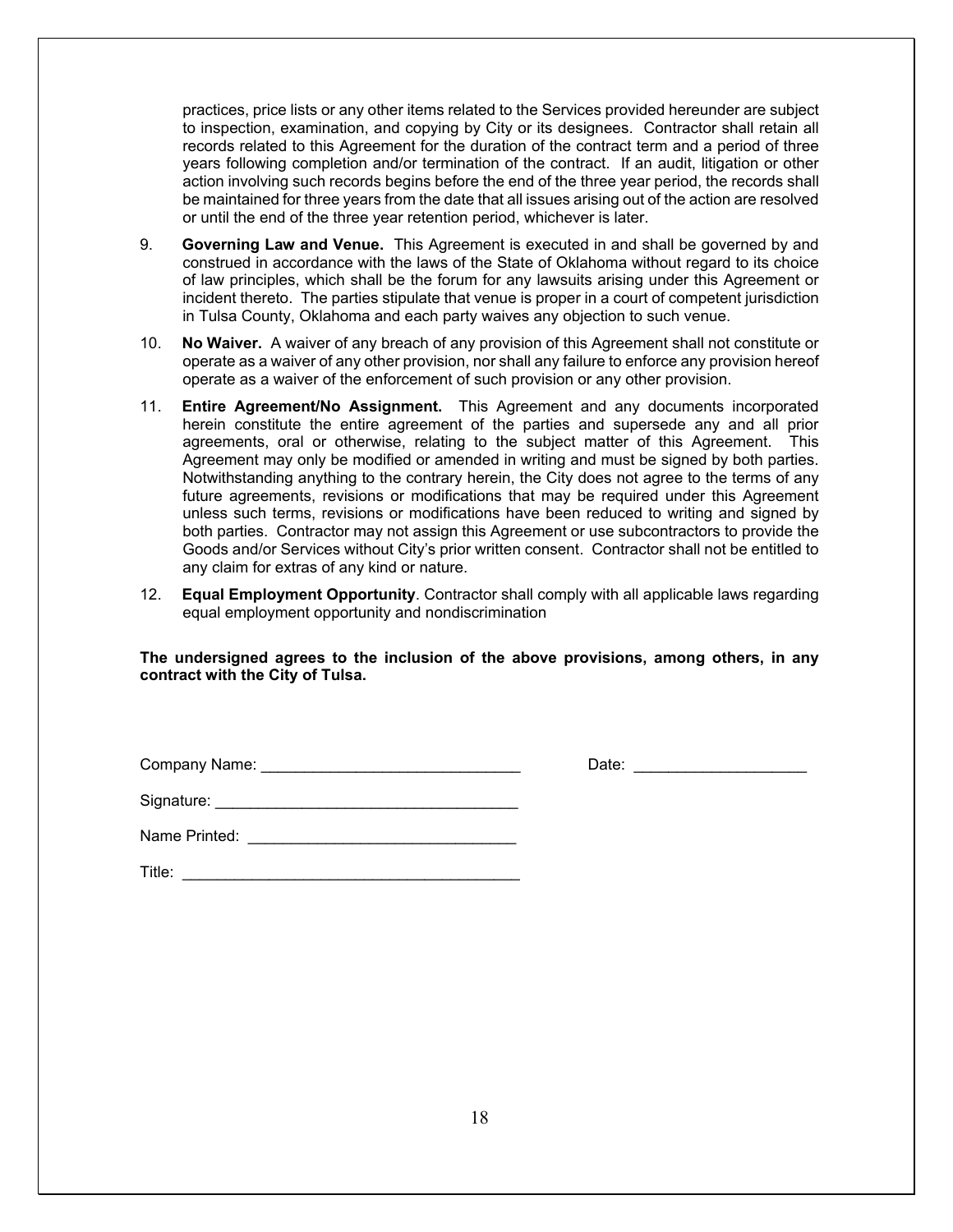practices, price lists or any other items related to the Services provided hereunder are subject to inspection, examination, and copying by City or its designees. Contractor shall retain all records related to this Agreement for the duration of the contract term and a period of three years following completion and/or termination of the contract. If an audit, litigation or other action involving such records begins before the end of the three year period, the records shall be maintained for three years from the date that all issues arising out of the action are resolved or until the end of the three year retention period, whichever is later.

9. **Governing Law and Venue.** This Agreement is executed in and shall be governed by and construed in accordance with the laws of the State of Oklahoma without regard to its choice of law principles, which shall be the forum for any lawsuits arising under this Agreement or incident thereto. The parties stipulate that venue is proper in a court of competent jurisdiction in Tulsa County, Oklahoma and each party waives any objection to such venue.

10. **No Waiver.** A waiver of any breach of any provision of this Agreement shall not constitute or operate as a waiver of any other provision, nor shall any failure to enforce any provision hereof operate as a waiver of the enforcement of such provision or any other provision.

11. **Entire Agreement/No Assignment.** This Agreement and any documents incorporated herein constitute the entire agreement of the parties and supersede any and all prior agreements, oral or otherwise, relating to the subject matter of this Agreement. This Agreement may only be modified or amended in writing and must be signed by both parties. Notwithstanding anything to the contrary herein, the City does not agree to the terms of any future agreements, revisions or modifications that may be required under this Agreement unless such terms, revisions or modifications have been reduced to writing and signed by both parties. Contractor may not assign this Agreement or use subcontractors to provide the Goods and/or Services without City's prior written consent. Contractor shall not be entitled to any claim for extras of any kind or nature.

12. **Equal Employment Opportunity**. Contractor shall comply with all applicable laws regarding equal employment opportunity and nondiscrimination

**The undersigned agrees to the inclusion of the above provisions, among others, in any contract with the City of Tulsa.**

Company Name: ______________________________ Date: ____________________

Signature: __________________________________

Name Printed: ______________________________

Title: ______________________________________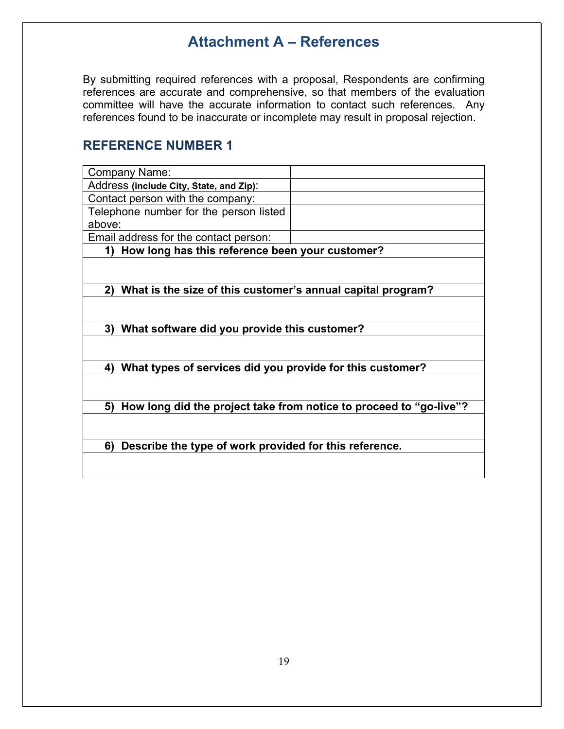# Attachment A – References

By submitting required references with a proposal, Respondents are confirming references are accurate and comprehensive, so that members of the evaluation committee will have the accurate information to contact such references. Any references found to be inaccurate or incomplete may result in proposal rejection.

## REFERENCE NUMBER 1

| Company Name: | |
|---|---|
| Address **(include City, State, and Zip)**: | |
| Contact person with the company: | |
| Telephone number for the person listed above: | |
| Email address for the contact person: | |

| **1) How long has this reference been your customer?** |
|---|
| |
| **2) What is the size of this customer's annual capital program?** |
| |
| **3) What software did you provide this customer?** |
| |
| **4) What types of services did you provide for this customer?** |
| |
| **5) How long did the project take from notice to proceed to "go-live"?** |
| |
| **6) Describe the type of work provided for this reference.** |
| |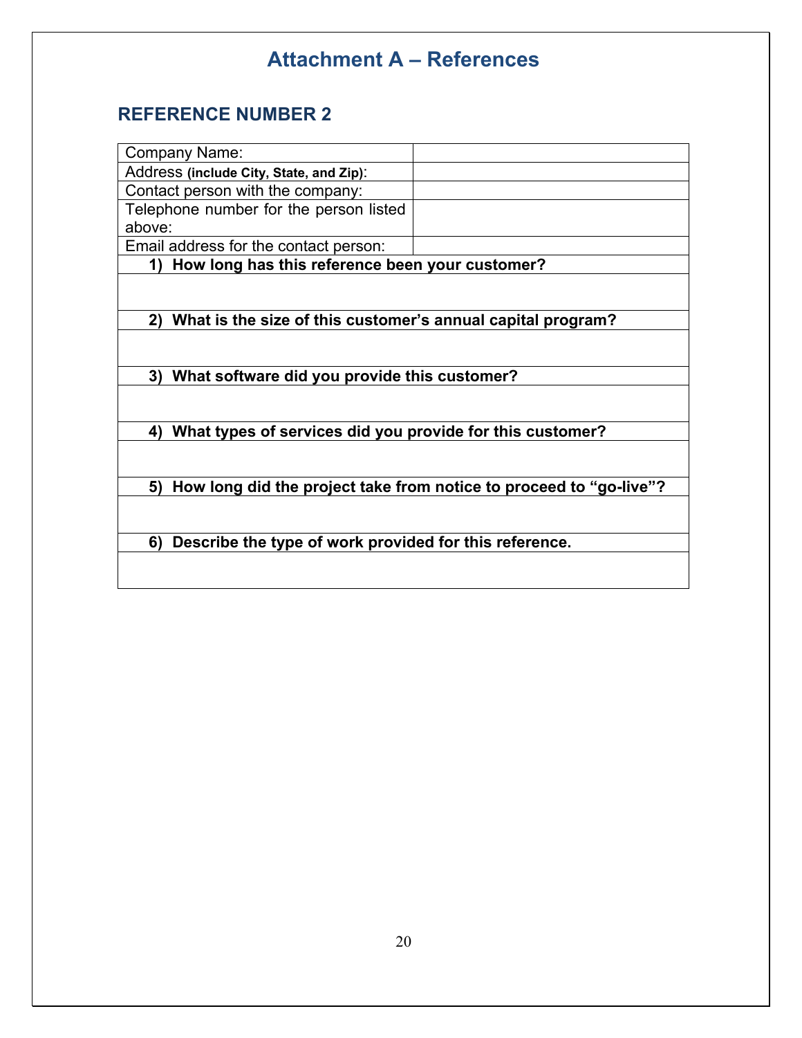# Attachment A – References

## REFERENCE NUMBER 2

| Company Name: | |
|---|---|
| Address **(include City, State, and Zip)**: | |
| Contact person with the company: | |
| Telephone number for the person listed above: | |
| Email address for the contact person: | |
| **1) How long has this reference been your customer?** | |
| | |
| **2) What is the size of this customer's annual capital program?** | |
| | |
| **3) What software did you provide this customer?** | |
| | |
| **4) What types of services did you provide for this customer?** | |
| | |
| **5) How long did the project take from notice to proceed to "go-live"?** | |
| | |
| **6) Describe the type of work provided for this reference.** | |
| | |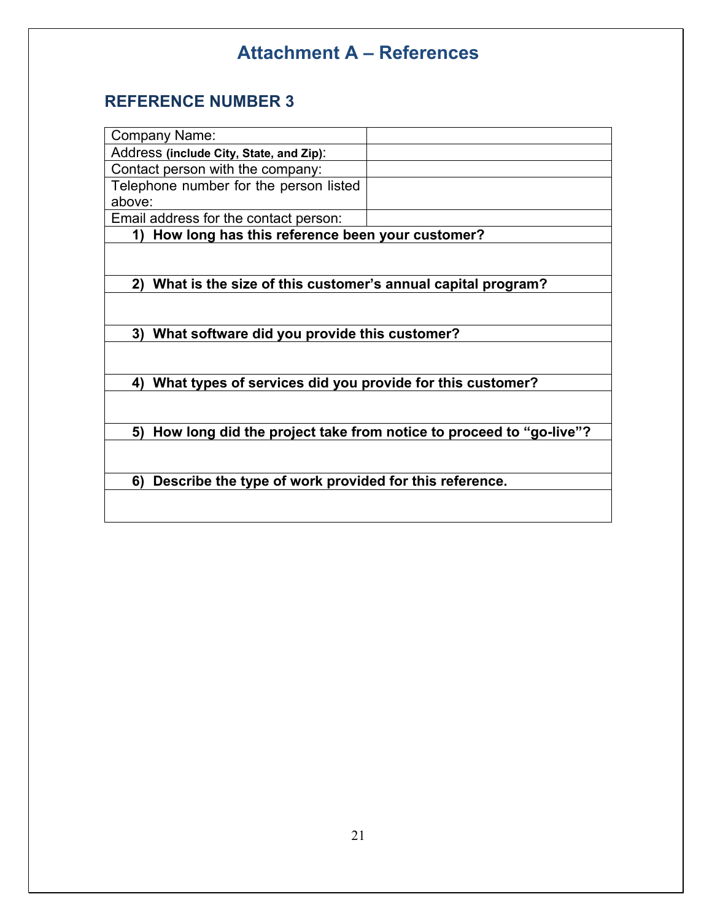# Attachment A – References

## REFERENCE NUMBER 3

| Company Name: | |
|---|---|
| Address **(include City, State, and Zip)**: | |
| Contact person with the company: | |
| Telephone number for the person listed above: | |
| Email address for the contact person: | |
| **1) How long has this reference been your customer?** | |
| | |
| **2) What is the size of this customer's annual capital program?** | |
| | |
| **3) What software did you provide this customer?** | |
| | |
| **4) What types of services did you provide for this customer?** | |
| | |
| **5) How long did the project take from notice to proceed to "go-live"?** | |
| | |
| **6) Describe the type of work provided for this reference.** | |
| | |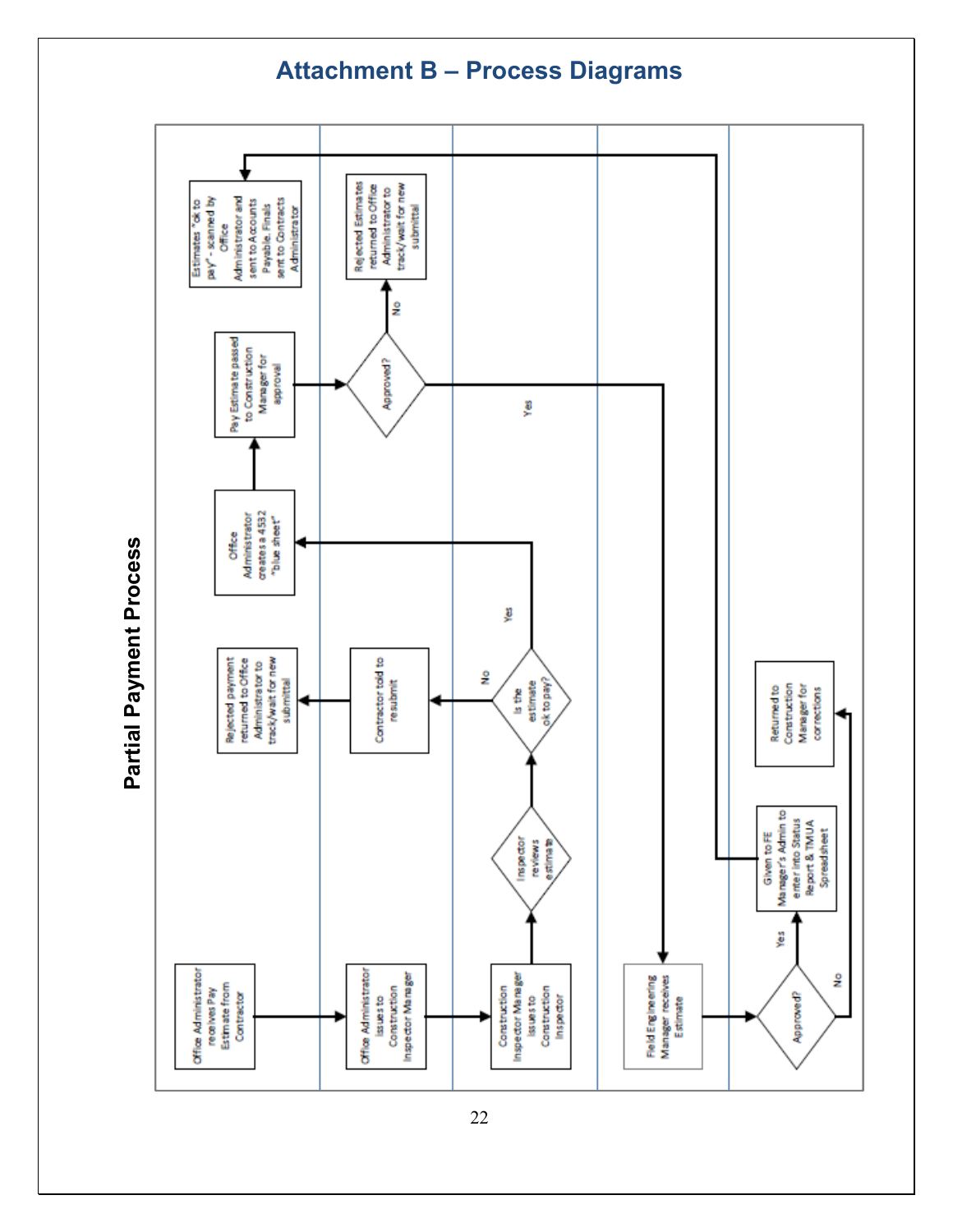# Attachment B – Process Diagrams

## Partial Payment Process

Office Administrator receives Pay Estimate from Contractor

Office Administrator issues to Construction Inspector Manager

Construction Inspector Manager issues to Construction Inspector

Inspector reviews estimate

Is the estimate ok to pay?

No

Contractor told to resubmit

Rejected payment returned to Office Administrator to track/wait for new submittal

Yes

Office Administrator creates a 4532 "blue sheet"

Pay Estimate passed to Construction Manager for approval

Approved?

No

Rejected Estimates returned to Office Administrator to track/wait for new submittal

Yes

Field Engineering Manager receives Estimate

Approved?

No

Returned to Construction Manager for corrections

Yes

Given to FE Manager's Admin to enter into Status Report & TMUA Spreadsheet

Estimates "ok to pay" - scanned by Office Administrator and sent to Accounts Payable. Finals sent to Contracts Administrator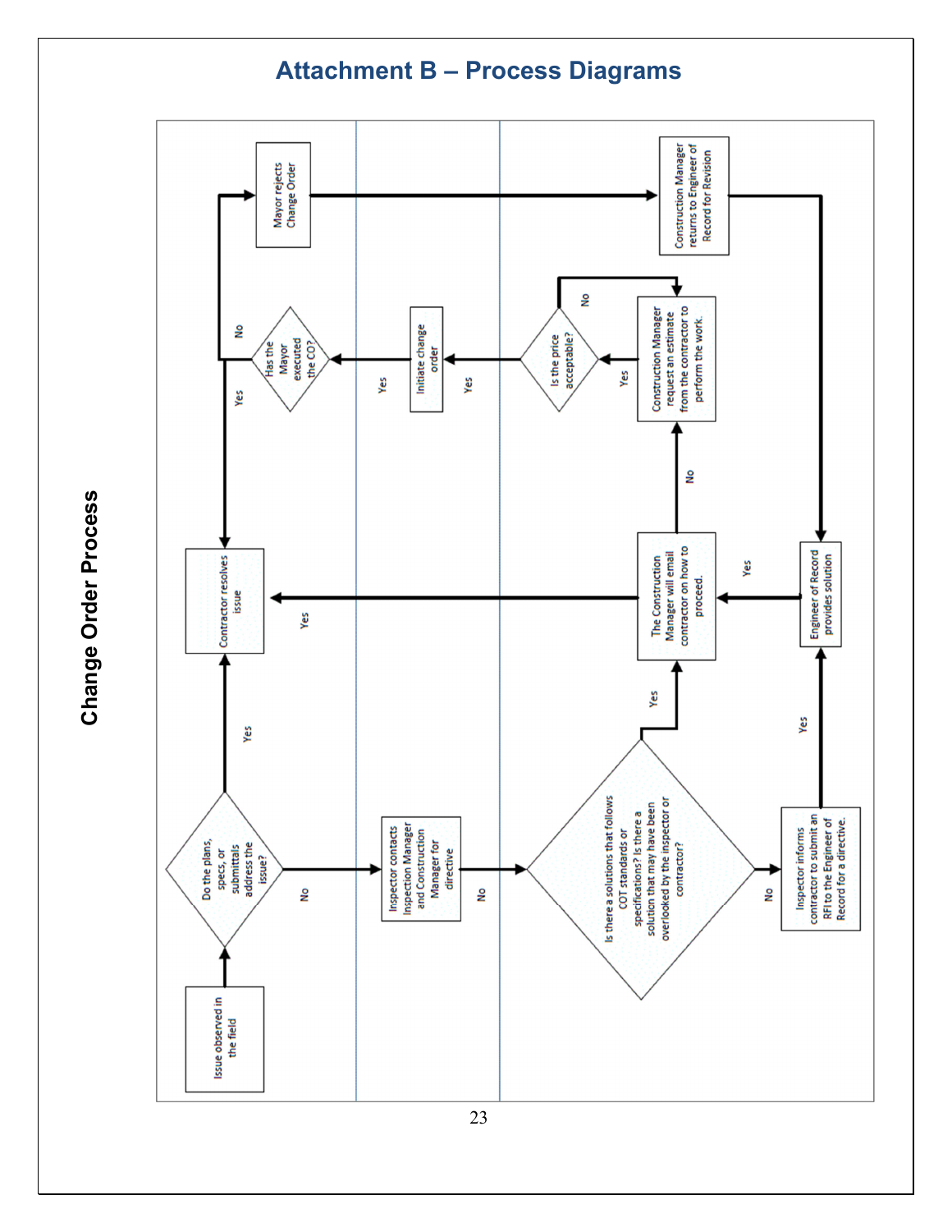# Attachment B – Process Diagrams

## Change Order Process

Issue observed in the field

Do the plans, specs, or submittals address the issue?

Yes

No

Contractor resolves issue

Inspector contacts Inspection Manager and Construction Manager for directive

No

Is there a solutions that follows COT standards or specifications? Is there a solution that may have been overlooked by the inspector or contractor?

Yes

No

The Construction Manager will email contractor on how to proceed.

Yes

Inspector informs contractor to submit an RFI to the Engineer of Record for a directive.

Yes

Engineer of Record provides solution

Yes

No

Construction Manager request an estimate from the contractor to perform the work.

Yes

Is the price acceptable?

No

Yes

Initiate change order

Yes

Has the Mayor executed the CO?

Yes

No

Mayor rejects Change Order

Construction Manager returns to Engineer of Record for Revision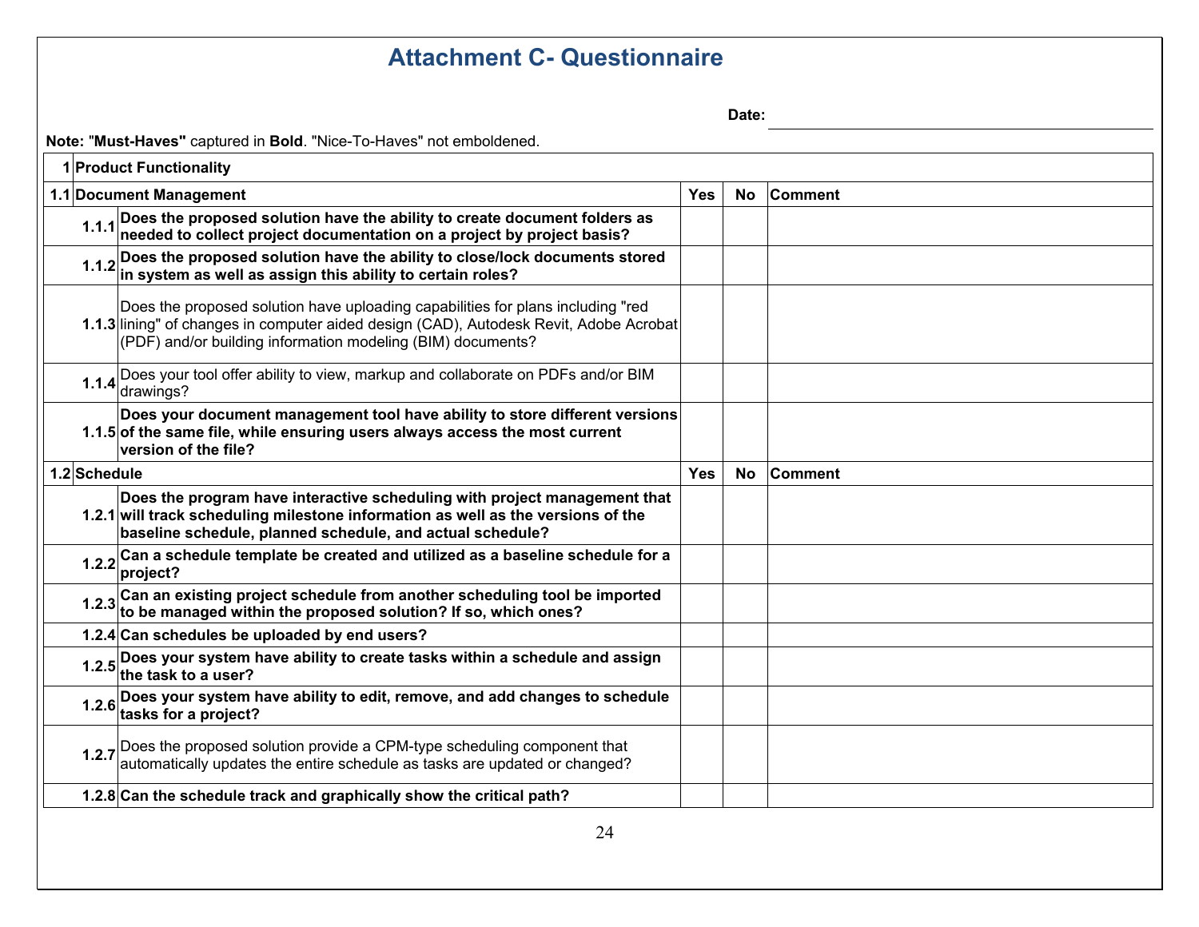# Attachment C- Questionnaire

**Date:** ______________________________

**Note:** "**Must-Haves**" captured in **Bold**. "Nice-To-Haves" not emboldened.

| | | | | |
|---|---|---|---|---|
| **1** | **Product Functionality** | | | |
| **1.1** | **Document Management** | **Yes** | **No** | **Comment** |
| **1.1.1** | **Does the proposed solution have the ability to create document folders as needed to collect project documentation on a project by project basis?** | | | |
| **1.1.2** | **Does the proposed solution have the ability to close/lock documents stored in system as well as assign this ability to certain roles?** | | | |
| **1.1.3** | Does the proposed solution have uploading capabilities for plans including "red lining" of changes in computer aided design (CAD), Autodesk Revit, Adobe Acrobat (PDF) and/or building information modeling (BIM) documents? | | | |
| **1.1.4** | Does your tool offer ability to view, markup and collaborate on PDFs and/or BIM drawings? | | | |
| **1.1.5** | **Does your document management tool have ability to store different versions of the same file, while ensuring users always access the most current version of the file?** | | | |
| **1.2** | **Schedule** | **Yes** | **No** | **Comment** |
| **1.2.1** | **Does the program have interactive scheduling with project management that will track scheduling milestone information as well as the versions of the baseline schedule, planned schedule, and actual schedule?** | | | |
| **1.2.2** | **Can a schedule template be created and utilized as a baseline schedule for a project?** | | | |
| **1.2.3** | **Can an existing project schedule from another scheduling tool be imported to be managed within the proposed solution? If so, which ones?** | | | |
| **1.2.4** | **Can schedules be uploaded by end users?** | | | |
| **1.2.5** | **Does your system have ability to create tasks within a schedule and assign the task to a user?** | | | |
| **1.2.6** | **Does your system have ability to edit, remove, and add changes to schedule tasks for a project?** | | | |
| **1.2.7** | Does the proposed solution provide a CPM-type scheduling component that automatically updates the entire schedule as tasks are updated or changed? | | | |
| **1.2.8** | **Can the schedule track and graphically show the critical path?** | | | |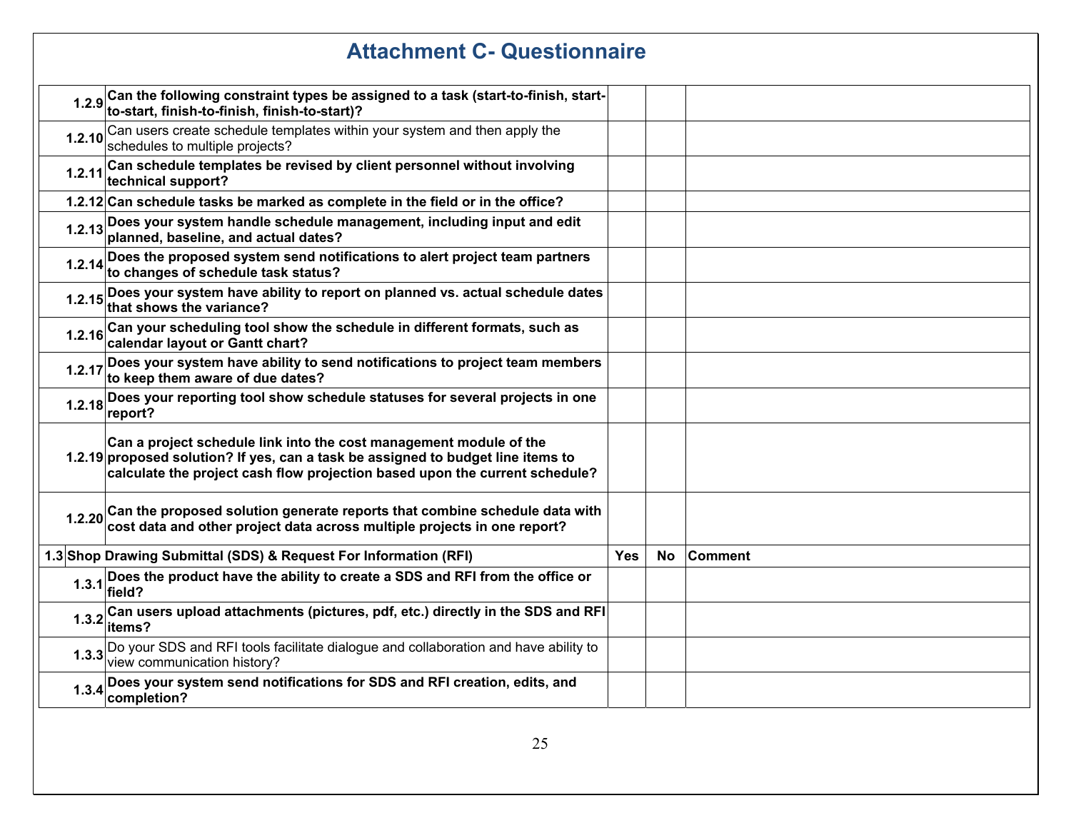# Attachment C- Questionnaire

| | | | | |
|---|---|---|---|---|
| 1.2.9 | **Can the following constraint types be assigned to a task (start-to-finish, start-to-start, finish-to-finish, finish-to-start)?** | | | |
| 1.2.10 | Can users create schedule templates within your system and then apply the schedules to multiple projects? | | | |
| 1.2.11 | **Can schedule templates be revised by client personnel without involving technical support?** | | | |
| 1.2.12 | **Can schedule tasks be marked as complete in the field or in the office?** | | | |
| 1.2.13 | **Does your system handle schedule management, including input and edit planned, baseline, and actual dates?** | | | |
| 1.2.14 | **Does the proposed system send notifications to alert project team partners to changes of schedule task status?** | | | |
| 1.2.15 | **Does your system have ability to report on planned vs. actual schedule dates that shows the variance?** | | | |
| 1.2.16 | **Can your scheduling tool show the schedule in different formats, such as calendar layout or Gantt chart?** | | | |
| 1.2.17 | **Does your system have ability to send notifications to project team members to keep them aware of due dates?** | | | |
| 1.2.18 | **Does your reporting tool show schedule statuses for several projects in one report?** | | | |
| 1.2.19 | **Can a project schedule link into the cost management module of the proposed solution? If yes, can a task be assigned to budget line items to calculate the project cash flow projection based upon the current schedule?** | | | |
| 1.2.20 | **Can the proposed solution generate reports that combine schedule data with cost data and other project data across multiple projects in one report?** | | | |
| **1.3** | **Shop Drawing Submittal (SDS) & Request For Information (RFI)** | **Yes** | **No** | **Comment** |
| 1.3.1 | **Does the product have the ability to create a SDS and RFI from the office or field?** | | | |
| 1.3.2 | **Can users upload attachments (pictures, pdf, etc.) directly in the SDS and RFI items?** | | | |
| 1.3.3 | Do your SDS and RFI tools facilitate dialogue and collaboration and have ability to view communication history? | | | |
| 1.3.4 | **Does your system send notifications for SDS and RFI creation, edits, and completion?** | | | |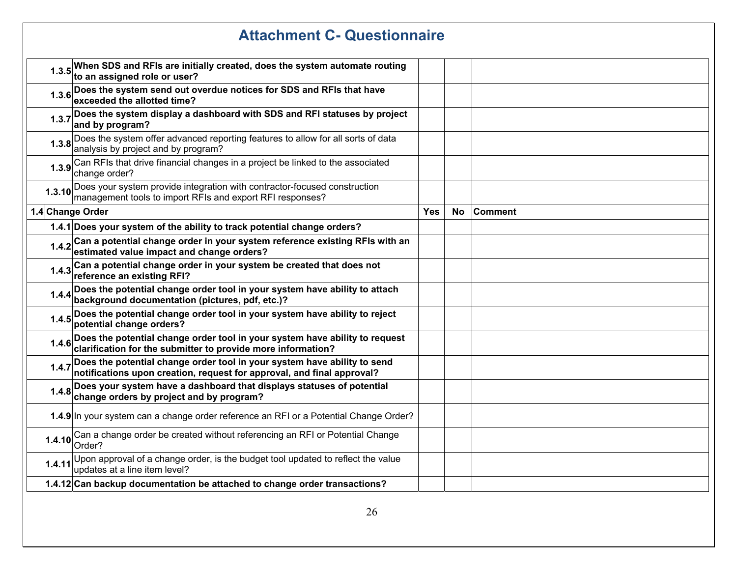# Attachment C- Questionnaire

| | | | | |
|---|---|---|---|---|
| 1.3.5 | **When SDS and RFIs are initially created, does the system automate routing to an assigned role or user?** | | | |
| 1.3.6 | **Does the system send out overdue notices for SDS and RFIs that have exceeded the allotted time?** | | | |
| 1.3.7 | **Does the system display a dashboard with SDS and RFI statuses by project and by program?** | | | |
| 1.3.8 | Does the system offer advanced reporting features to allow for all sorts of data analysis by project and by program? | | | |
| 1.3.9 | Can RFIs that drive financial changes in a project be linked to the associated change order? | | | |
| 1.3.10 | Does your system provide integration with contractor-focused construction management tools to import RFIs and export RFI responses? | | | |
| **1.4** | **Change Order** | **Yes** | **No** | **Comment** |
| 1.4.1 | **Does your system of the ability to track potential change orders?** | | | |
| 1.4.2 | **Can a potential change order in your system reference existing RFIs with an estimated value impact and change orders?** | | | |
| 1.4.3 | **Can a potential change order in your system be created that does not reference an existing RFI?** | | | |
| 1.4.4 | **Does the potential change order tool in your system have ability to attach background documentation (pictures, pdf, etc.)?** | | | |
| 1.4.5 | **Does the potential change order tool in your system have ability to reject potential change orders?** | | | |
| 1.4.6 | **Does the potential change order tool in your system have ability to request clarification for the submitter to provide more information?** | | | |
| 1.4.7 | **Does the potential change order tool in your system have ability to send notifications upon creation, request for approval, and final approval?** | | | |
| 1.4.8 | **Does your system have a dashboard that displays statuses of potential change orders by project and by program?** | | | |
| 1.4.9 | In your system can a change order reference an RFI or a Potential Change Order? | | | |
| 1.4.10 | Can a change order be created without referencing an RFI or Potential Change Order? | | | |
| 1.4.11 | Upon approval of a change order, is the budget tool updated to reflect the value updates at a line item level? | | | |
| 1.4.12 | **Can backup documentation be attached to change order transactions?** | | | |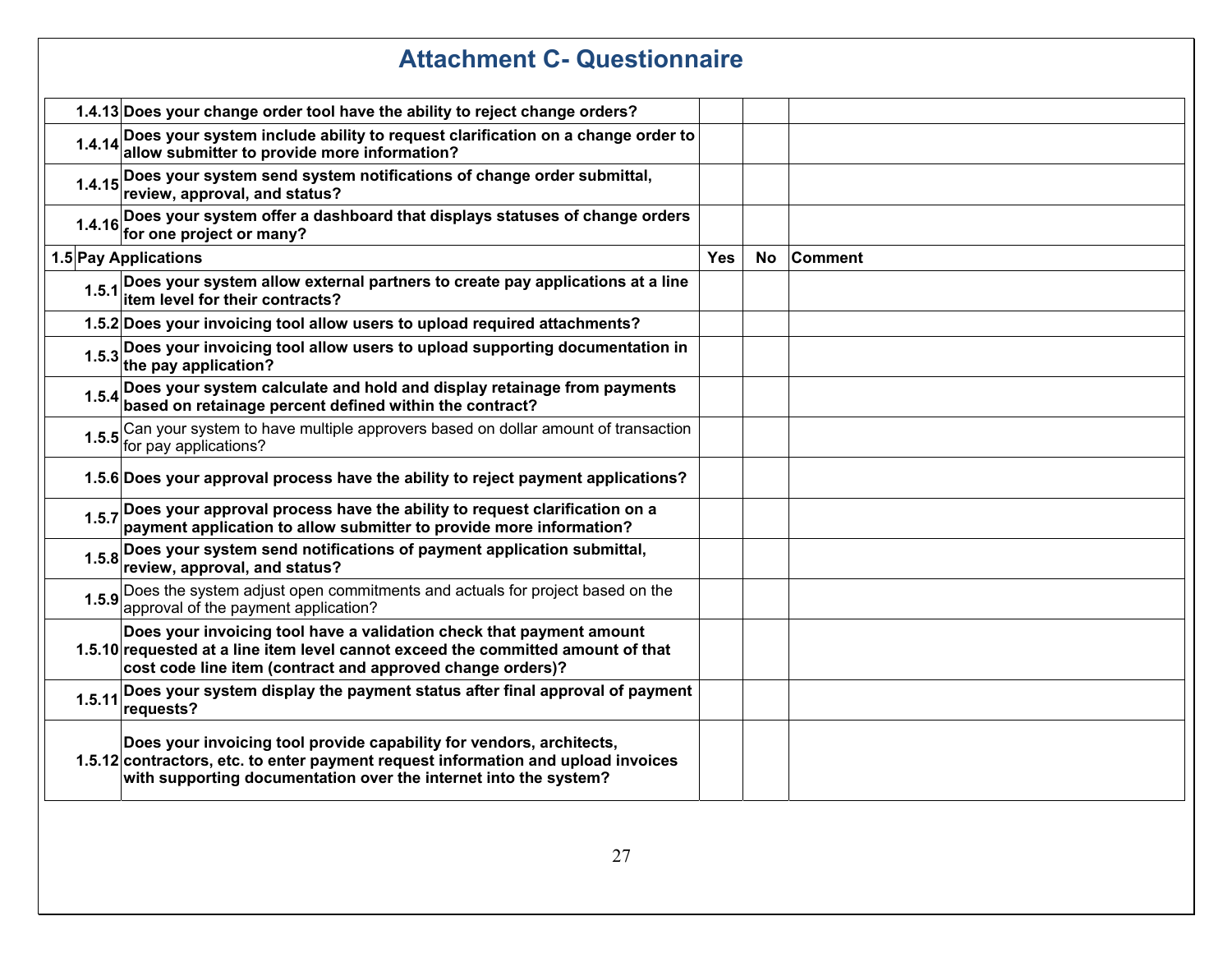# Attachment C- Questionnaire

| | | Yes | No | Comment |
|---|---|---|---|---|
| 1.4.13 | **Does your change order tool have the ability to reject change orders?** | | | |
| 1.4.14 | **Does your system include ability to request clarification on a change order to allow submitter to provide more information?** | | | |
| 1.4.15 | **Does your system send system notifications of change order submittal, review, approval, and status?** | | | |
| 1.4.16 | **Does your system offer a dashboard that displays statuses of change orders for one project or many?** | | | |
| **1.5** | **Pay Applications** | **Yes** | **No** | **Comment** |
| 1.5.1 | **Does your system allow external partners to create pay applications at a line item level for their contracts?** | | | |
| 1.5.2 | **Does your invoicing tool allow users to upload required attachments?** | | | |
| 1.5.3 | **Does your invoicing tool allow users to upload supporting documentation in the pay application?** | | | |
| 1.5.4 | **Does your system calculate and hold and display retainage from payments based on retainage percent defined within the contract?** | | | |
| 1.5.5 | Can your system to have multiple approvers based on dollar amount of transaction for pay applications? | | | |
| 1.5.6 | **Does your approval process have the ability to reject payment applications?** | | | |
| 1.5.7 | **Does your approval process have the ability to request clarification on a payment application to allow submitter to provide more information?** | | | |
| 1.5.8 | **Does your system send notifications of payment application submittal, review, approval, and status?** | | | |
| 1.5.9 | Does the system adjust open commitments and actuals for project based on the approval of the payment application? | | | |
| 1.5.10 | **Does your invoicing tool have a validation check that payment amount requested at a line item level cannot exceed the committed amount of that cost code line item (contract and approved change orders)?** | | | |
| 1.5.11 | **Does your system display the payment status after final approval of payment requests?** | | | |
| 1.5.12 | **Does your invoicing tool provide capability for vendors, architects, contractors, etc. to enter payment request information and upload invoices with supporting documentation over the internet into the system?** | | | |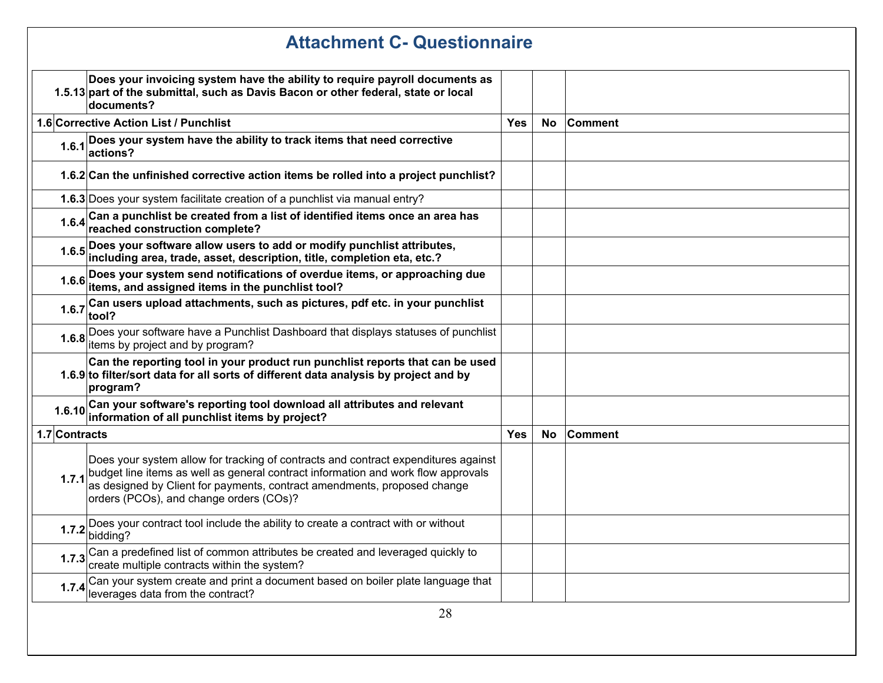# Attachment C- Questionnaire

| | | Yes | No | Comment |
|---|---|---|---|---|
| 1.5.13 | **Does your invoicing system have the ability to require payroll documents as part of the submittal, such as Davis Bacon or other federal, state or local documents?** | | | |
| **1.6** | **Corrective Action List / Punchlist** | **Yes** | **No** | **Comment** |
| 1.6.1 | **Does your system have the ability to track items that need corrective actions?** | | | |
| 1.6.2 | **Can the unfinished corrective action items be rolled into a project punchlist?** | | | |
| 1.6.3 | Does your system facilitate creation of a punchlist via manual entry? | | | |
| 1.6.4 | **Can a punchlist be created from a list of identified items once an area has reached construction complete?** | | | |
| 1.6.5 | **Does your software allow users to add or modify punchlist attributes, including area, trade, asset, description, title, completion eta, etc.?** | | | |
| 1.6.6 | **Does your system send notifications of overdue items, or approaching due items, and assigned items in the punchlist tool?** | | | |
| 1.6.7 | **Can users upload attachments, such as pictures, pdf etc. in your punchlist tool?** | | | |
| 1.6.8 | Does your software have a Punchlist Dashboard that displays statuses of punchlist items by project and by program? | | | |
| 1.6.9 | **Can the reporting tool in your product run punchlist reports that can be used to filter/sort data for all sorts of different data analysis by project and by program?** | | | |
| 1.6.10 | **Can your software's reporting tool download all attributes and relevant information of all punchlist items by project?** | | | |
| **1.7** | **Contracts** | **Yes** | **No** | **Comment** |
| 1.7.1 | Does your system allow for tracking of contracts and contract expenditures against budget line items as well as general contract information and work flow approvals as designed by Client for payments, contract amendments, proposed change orders (PCOs), and change orders (COs)? | | | |
| 1.7.2 | Does your contract tool include the ability to create a contract with or without bidding? | | | |
| 1.7.3 | Can a predefined list of common attributes be created and leveraged quickly to create multiple contracts within the system? | | | |
| 1.7.4 | Can your system create and print a document based on boiler plate language that leverages data from the contract? | | | |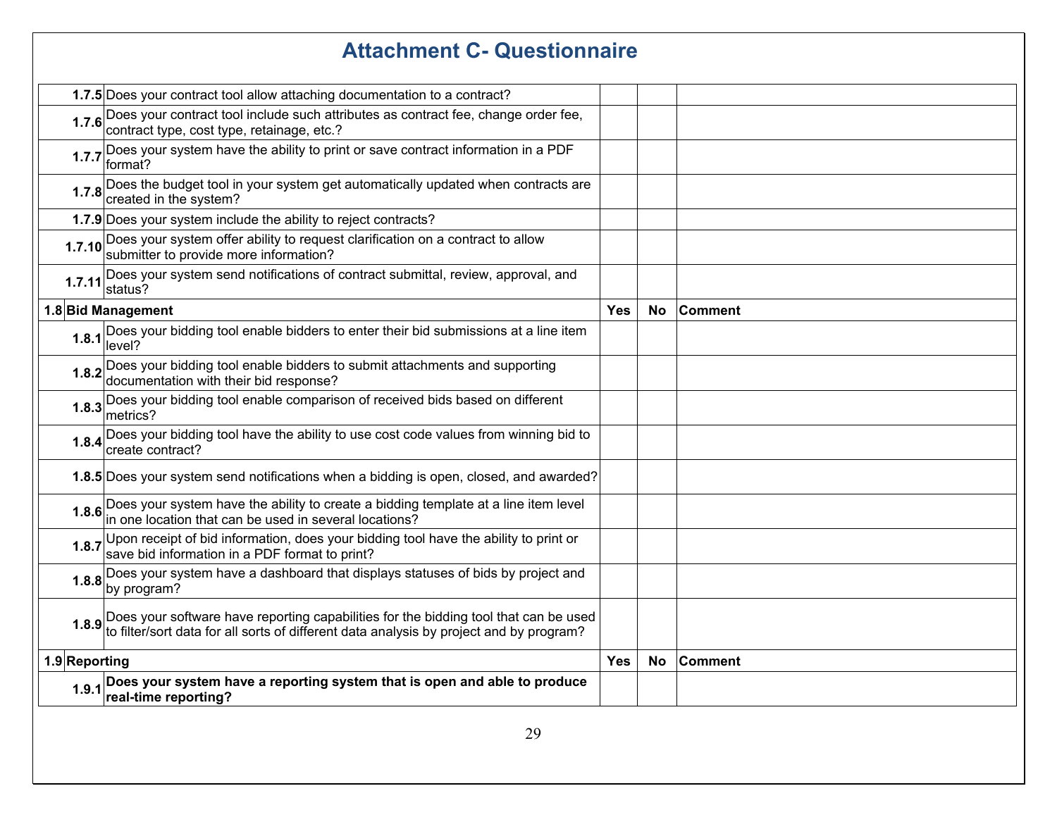# Attachment C- Questionnaire

| | | Yes | No | Comment |
|---|---|---|---|---|
| **1.7.5** | Does your contract tool allow attaching documentation to a contract? | | | |
| **1.7.6** | Does your contract tool include such attributes as contract fee, change order fee, contract type, cost type, retainage, etc.? | | | |
| **1.7.7** | Does your system have the ability to print or save contract information in a PDF format? | | | |
| **1.7.8** | Does the budget tool in your system get automatically updated when contracts are created in the system? | | | |
| **1.7.9** | Does your system include the ability to reject contracts? | | | |
| **1.7.10** | Does your system offer ability to request clarification on a contract to allow submitter to provide more information? | | | |
| **1.7.11** | Does your system send notifications of contract submittal, review, approval, and status? | | | |
| **1.8** | **Bid Management** | **Yes** | **No** | **Comment** |
| **1.8.1** | Does your bidding tool enable bidders to enter their bid submissions at a line item level? | | | |
| **1.8.2** | Does your bidding tool enable bidders to submit attachments and supporting documentation with their bid response? | | | |
| **1.8.3** | Does your bidding tool enable comparison of received bids based on different metrics? | | | |
| **1.8.4** | Does your bidding tool have the ability to use cost code values from winning bid to create contract? | | | |
| **1.8.5** | Does your system send notifications when a bidding is open, closed, and awarded? | | | |
| **1.8.6** | Does your system have the ability to create a bidding template at a line item level in one location that can be used in several locations? | | | |
| **1.8.7** | Upon receipt of bid information, does your bidding tool have the ability to print or save bid information in a PDF format to print? | | | |
| **1.8.8** | Does your system have a dashboard that displays statuses of bids by project and by program? | | | |
| **1.8.9** | Does your software have reporting capabilities for the bidding tool that can be used to filter/sort data for all sorts of different data analysis by project and by program? | | | |
| **1.9** | **Reporting** | **Yes** | **No** | **Comment** |
| **1.9.1** | **Does your system have a reporting system that is open and able to produce real-time reporting?** | | | |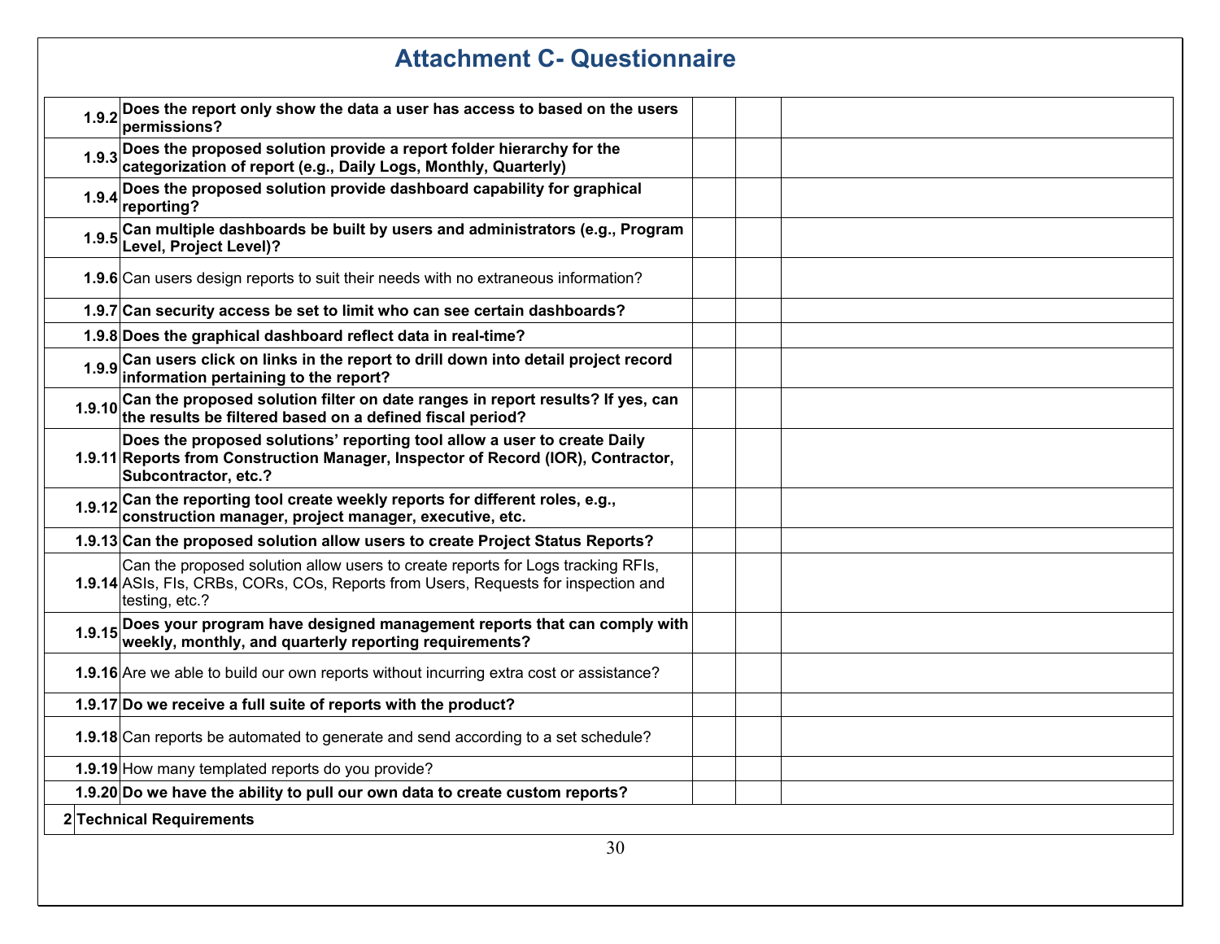# Attachment C- Questionnaire

| | | | | |
|---|---|---|---|---|
| **1.9.2** | **Does the report only show the data a user has access to based on the users permissions?** | | | |
| **1.9.3** | **Does the proposed solution provide a report folder hierarchy for the categorization of report (e.g., Daily Logs, Monthly, Quarterly)** | | | |
| **1.9.4** | **Does the proposed solution provide dashboard capability for graphical reporting?** | | | |
| **1.9.5** | **Can multiple dashboards be built by users and administrators (e.g., Program Level, Project Level)?** | | | |
| **1.9.6** | Can users design reports to suit their needs with no extraneous information? | | | |
| **1.9.7** | **Can security access be set to limit who can see certain dashboards?** | | | |
| **1.9.8** | **Does the graphical dashboard reflect data in real-time?** | | | |
| **1.9.9** | **Can users click on links in the report to drill down into detail project record information pertaining to the report?** | | | |
| **1.9.10** | **Can the proposed solution filter on date ranges in report results? If yes, can the results be filtered based on a defined fiscal period?** | | | |
| **1.9.11** | **Does the proposed solutions' reporting tool allow a user to create Daily Reports from Construction Manager, Inspector of Record (IOR), Contractor, Subcontractor, etc.?** | | | |
| **1.9.12** | **Can the reporting tool create weekly reports for different roles, e.g., construction manager, project manager, executive, etc.** | | | |
| **1.9.13** | **Can the proposed solution allow users to create Project Status Reports?** | | | |
| **1.9.14** | Can the proposed solution allow users to create reports for Logs tracking RFIs, ASIs, FIs, CRBs, CORs, COs, Reports from Users, Requests for inspection and testing, etc.? | | | |
| **1.9.15** | **Does your program have designed management reports that can comply with weekly, monthly, and quarterly reporting requirements?** | | | |
| **1.9.16** | Are we able to build our own reports without incurring extra cost or assistance? | | | |
| **1.9.17** | **Do we receive a full suite of reports with the product?** | | | |
| **1.9.18** | Can reports be automated to generate and send according to a set schedule? | | | |
| **1.9.19** | How many templated reports do you provide? | | | |
| **1.9.20** | **Do we have the ability to pull our own data to create custom reports?** | | | |
| **2** | **Technical Requirements** | | | |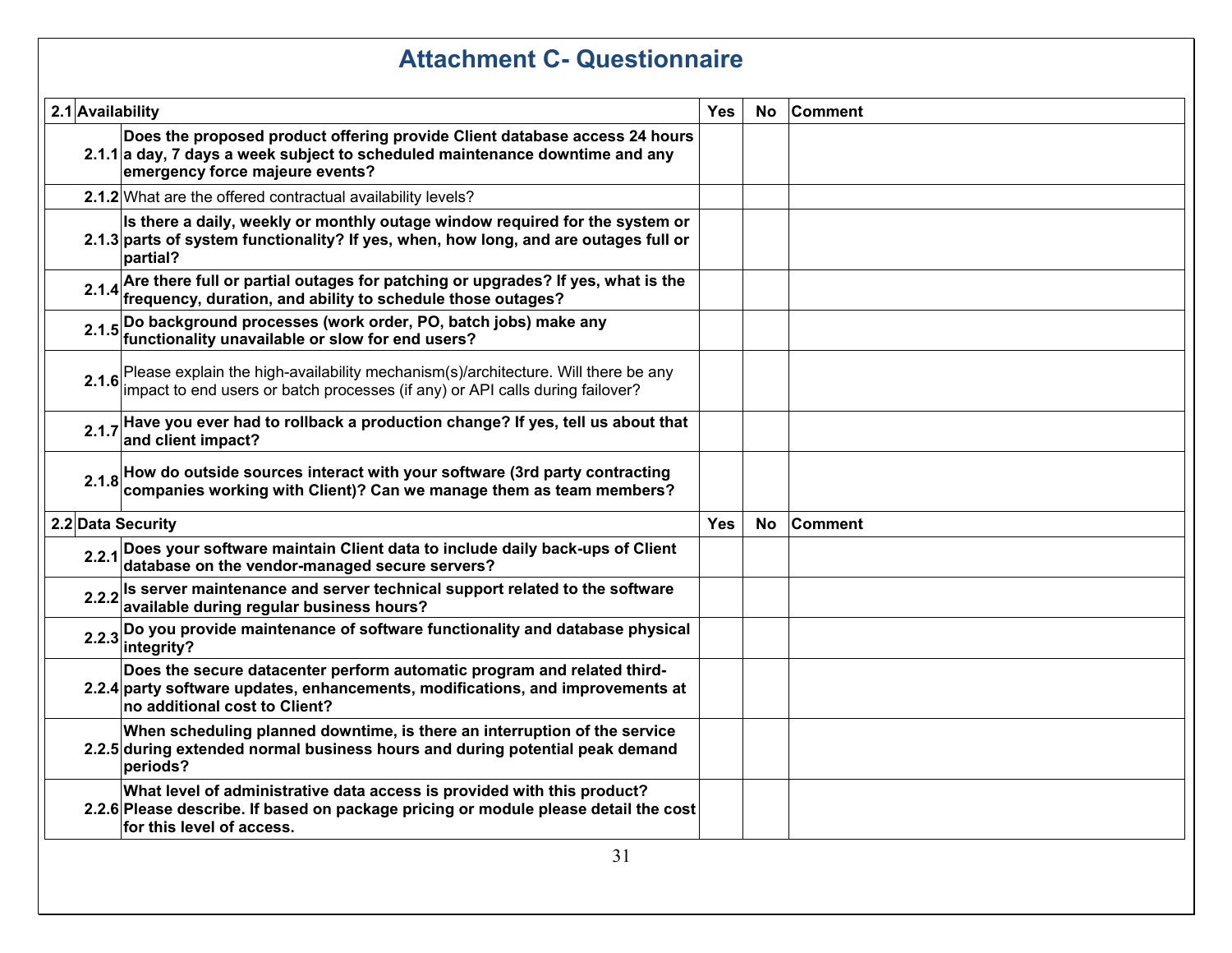# Attachment C- Questionnaire

| 2.1 | Availability | Yes | No | Comment |
|---|---|---|---|---|
| 2.1.1 | **Does the proposed product offering provide Client database access 24 hours a day, 7 days a week subject to scheduled maintenance downtime and any emergency force majeure events?** | | | |
| 2.1.2 | What are the offered contractual availability levels? | | | |
| 2.1.3 | **Is there a daily, weekly or monthly outage window required for the system or parts of system functionality? If yes, when, how long, and are outages full or partial?** | | | |
| 2.1.4 | **Are there full or partial outages for patching or upgrades? If yes, what is the frequency, duration, and ability to schedule those outages?** | | | |
| 2.1.5 | **Do background processes (work order, PO, batch jobs) make any functionality unavailable or slow for end users?** | | | |
| 2.1.6 | Please explain the high-availability mechanism(s)/architecture. Will there be any impact to end users or batch processes (if any) or API calls during failover? | | | |
| 2.1.7 | **Have you ever had to rollback a production change? If yes, tell us about that and client impact?** | | | |
| 2.1.8 | **How do outside sources interact with your software (3rd party contracting companies working with Client)? Can we manage them as team members?** | | | |
| **2.2** | **Data Security** | **Yes** | **No** | **Comment** |
| 2.2.1 | **Does your software maintain Client data to include daily back-ups of Client database on the vendor-managed secure servers?** | | | |
| 2.2.2 | **Is server maintenance and server technical support related to the software available during regular business hours?** | | | |
| 2.2.3 | **Do you provide maintenance of software functionality and database physical integrity?** | | | |
| 2.2.4 | **Does the secure datacenter perform automatic program and related third-party software updates, enhancements, modifications, and improvements at no additional cost to Client?** | | | |
| 2.2.5 | **When scheduling planned downtime, is there an interruption of the service during extended normal business hours and during potential peak demand periods?** | | | |
| 2.2.6 | **What level of administrative data access is provided with this product? Please describe. If based on package pricing or module please detail the cost for this level of access.** | | | |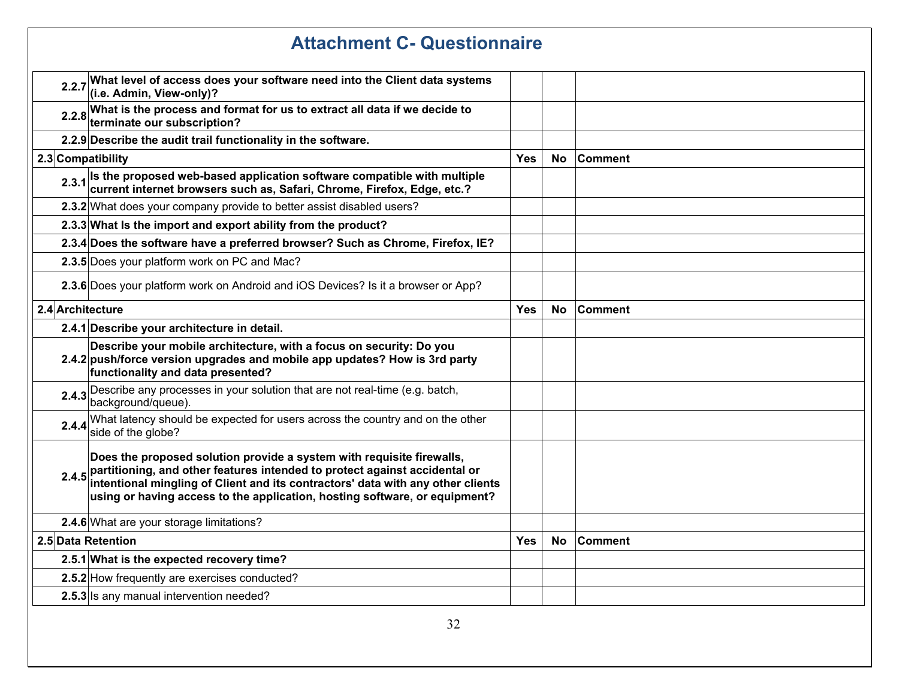# Attachment C- Questionnaire

| | | Yes | No | Comment |
|---|---|---|---|---|
| 2.2.7 | **What level of access does your software need into the Client data systems (i.e. Admin, View-only)?** | | | |
| 2.2.8 | **What is the process and format for us to extract all data if we decide to terminate our subscription?** | | | |
| 2.2.9 | **Describe the audit trail functionality in the software.** | | | |
| **2.3** | **Compatibility** | **Yes** | **No** | **Comment** |
| 2.3.1 | **Is the proposed web-based application software compatible with multiple current internet browsers such as, Safari, Chrome, Firefox, Edge, etc.?** | | | |
| 2.3.2 | What does your company provide to better assist disabled users? | | | |
| 2.3.3 | **What Is the import and export ability from the product?** | | | |
| 2.3.4 | **Does the software have a preferred browser? Such as Chrome, Firefox, IE?** | | | |
| 2.3.5 | Does your platform work on PC and Mac? | | | |
| 2.3.6 | Does your platform work on Android and iOS Devices? Is it a browser or App? | | | |
| **2.4** | **Architecture** | **Yes** | **No** | **Comment** |
| 2.4.1 | **Describe your architecture in detail.** | | | |
| 2.4.2 | **Describe your mobile architecture, with a focus on security: Do you push/force version upgrades and mobile app updates? How is 3rd party functionality and data presented?** | | | |
| 2.4.3 | Describe any processes in your solution that are not real-time (e.g. batch, background/queue). | | | |
| 2.4.4 | What latency should be expected for users across the country and on the other side of the globe? | | | |
| 2.4.5 | **Does the proposed solution provide a system with requisite firewalls, partitioning, and other features intended to protect against accidental or intentional mingling of Client and its contractors' data with any other clients using or having access to the application, hosting software, or equipment?** | | | |
| 2.4.6 | What are your storage limitations? | | | |
| **2.5** | **Data Retention** | **Yes** | **No** | **Comment** |
| 2.5.1 | **What is the expected recovery time?** | | | |
| 2.5.2 | How frequently are exercises conducted? | | | |
| 2.5.3 | Is any manual intervention needed? | | | |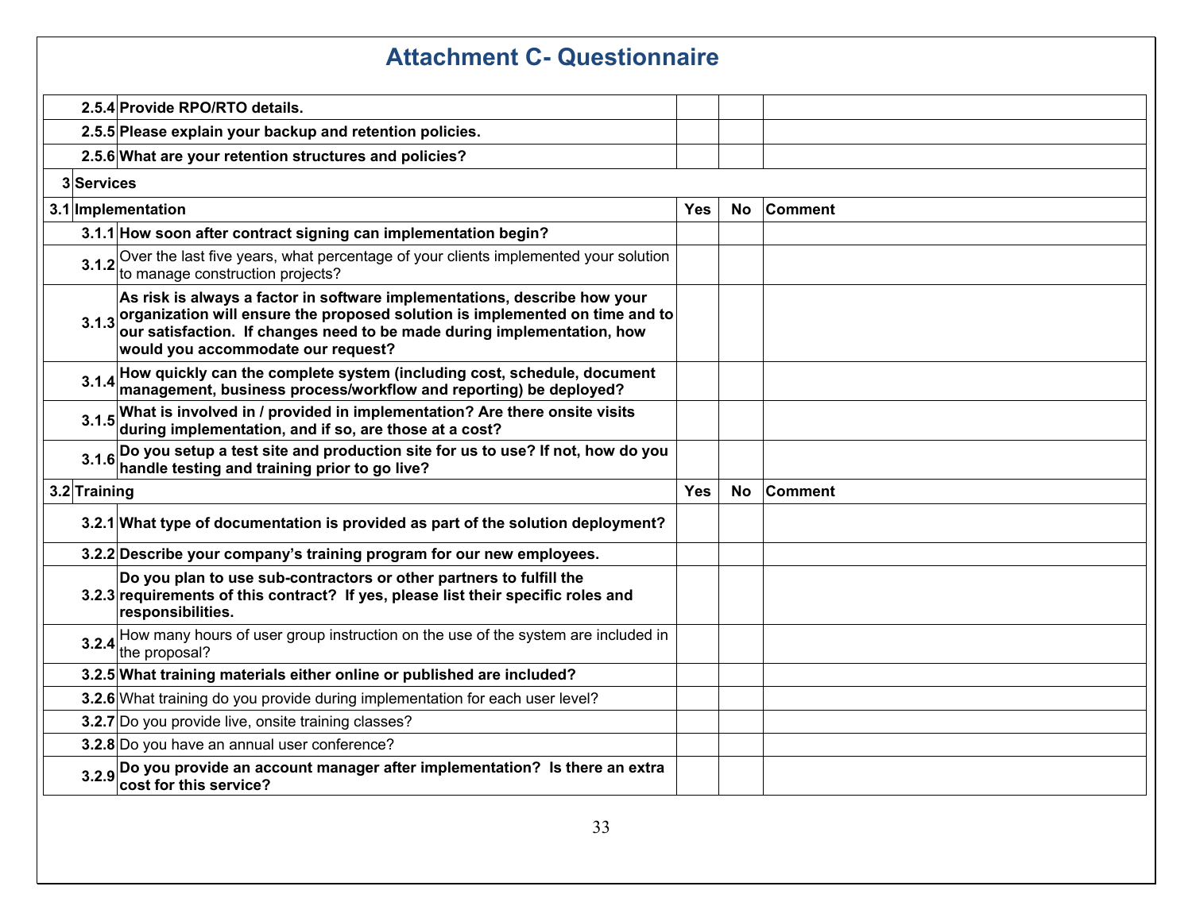# Attachment C- Questionnaire

| | | Yes | No | Comment |
|---|---|---|---|---|
| 2.5.4 | **Provide RPO/RTO details.** | | | |
| 2.5.5 | **Please explain your backup and retention policies.** | | | |
| 2.5.6 | **What are your retention structures and policies?** | | | |
| **3** | **Services** | | | |
| **3.1** | **Implementation** | **Yes** | **No** | **Comment** |
| 3.1.1 | **How soon after contract signing can implementation begin?** | | | |
| 3.1.2 | Over the last five years, what percentage of your clients implemented your solution to manage construction projects? | | | |
| 3.1.3 | **As risk is always a factor in software implementations, describe how your organization will ensure the proposed solution is implemented on time and to our satisfaction. If changes need to be made during implementation, how would you accommodate our request?** | | | |
| 3.1.4 | **How quickly can the complete system (including cost, schedule, document management, business process/workflow and reporting) be deployed?** | | | |
| 3.1.5 | **What is involved in / provided in implementation? Are there onsite visits during implementation, and if so, are those at a cost?** | | | |
| 3.1.6 | **Do you setup a test site and production site for us to use? If not, how do you handle testing and training prior to go live?** | | | |
| **3.2** | **Training** | **Yes** | **No** | **Comment** |
| 3.2.1 | **What type of documentation is provided as part of the solution deployment?** | | | |
| 3.2.2 | **Describe your company's training program for our new employees.** | | | |
| 3.2.3 | **Do you plan to use sub-contractors or other partners to fulfill the requirements of this contract? If yes, please list their specific roles and responsibilities.** | | | |
| 3.2.4 | How many hours of user group instruction on the use of the system are included in the proposal? | | | |
| 3.2.5 | **What training materials either online or published are included?** | | | |
| 3.2.6 | What training do you provide during implementation for each user level? | | | |
| 3.2.7 | Do you provide live, onsite training classes? | | | |
| 3.2.8 | Do you have an annual user conference? | | | |
| 3.2.9 | **Do you provide an account manager after implementation? Is there an extra cost for this service?** | | | |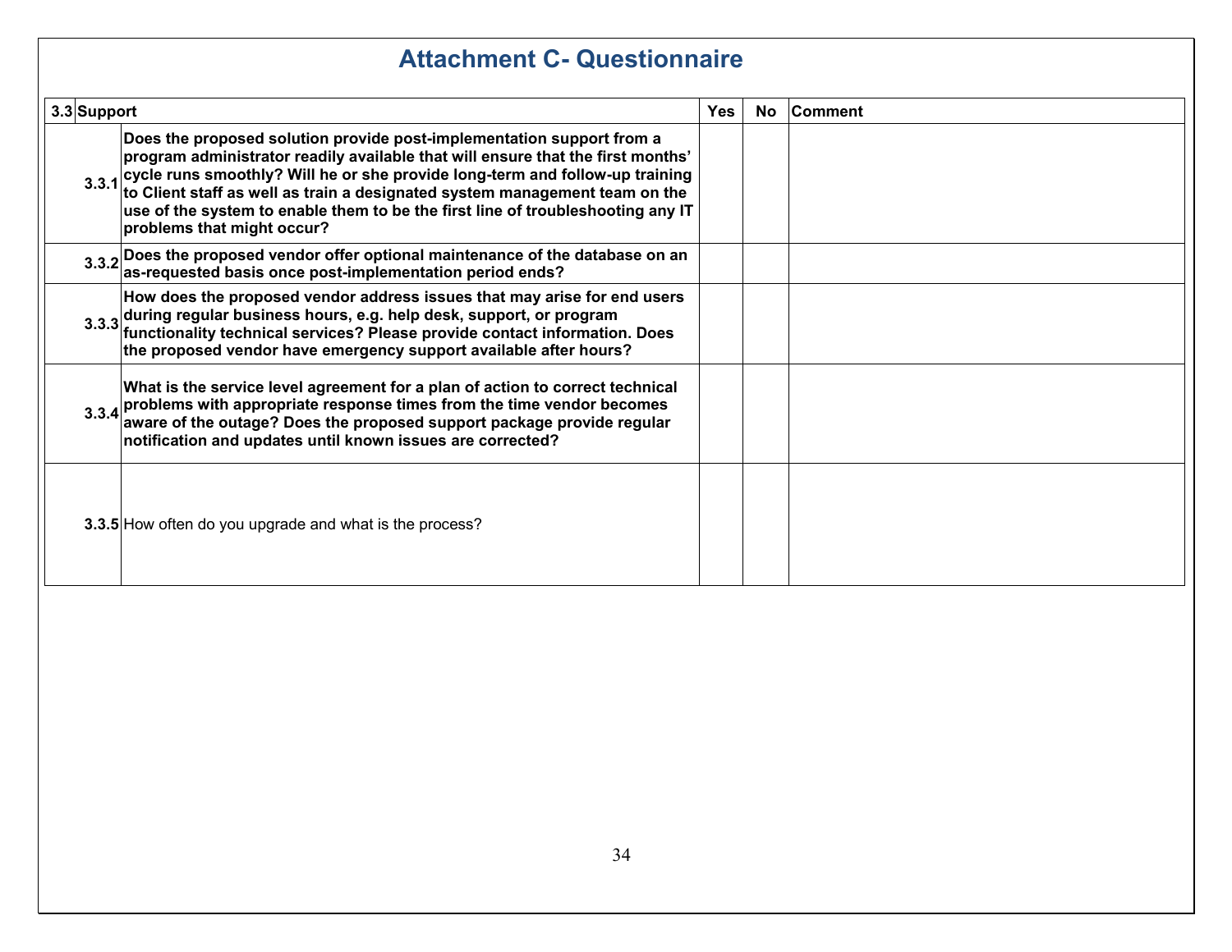# Attachment C- Questionnaire

| 3.3 | Support | Yes | No | Comment |
| --- | --- | --- | --- | --- |
| 3.3.1 | **Does the proposed solution provide post-implementation support from a program administrator readily available that will ensure that the first months' cycle runs smoothly? Will he or she provide long-term and follow-up training to Client staff as well as train a designated system management team on the use of the system to enable them to be the first line of troubleshooting any IT problems that might occur?** | | | |
| 3.3.2 | **Does the proposed vendor offer optional maintenance of the database on an as-requested basis once post-implementation period ends?** | | | |
| 3.3.3 | **How does the proposed vendor address issues that may arise for end users during regular business hours, e.g. help desk, support, or program functionality technical services? Please provide contact information. Does the proposed vendor have emergency support available after hours?** | | | |
| 3.3.4 | **What is the service level agreement for a plan of action to correct technical problems with appropriate response times from the time vendor becomes aware of the outage? Does the proposed support package provide regular notification and updates until known issues are corrected?** | | | |
| 3.3.5 | How often do you upgrade and what is the process? | | | |